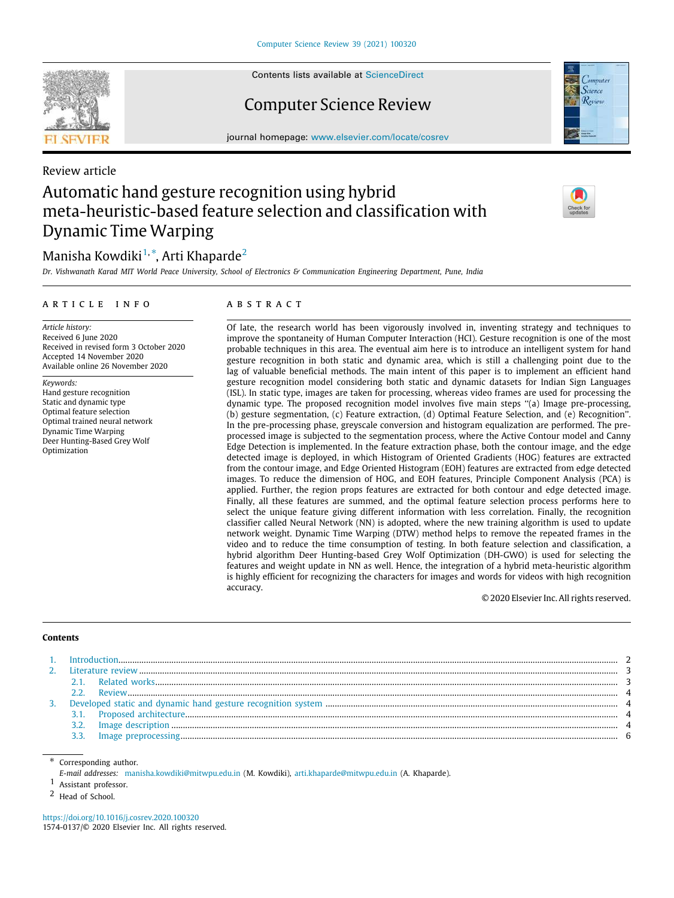Contents lists available at ScienceDirect

Computer Science Review

journal homepage: www.elsevier.com/locate/cosrev

Review article

# Automatic hand gesture recognition using hybrid meta-heuristic-based feature selection and classification with Dynamic Time Warping

Manisha Kowdiki[1,*], Arti Khaparde[2]

*Dr. Vishwanath Karad MIT World Peace University, School of Electronics & Communication Engineering Department, Pune, India*

## ARTICLE INFO

*Article history:*
Received 6 June 2020
Received in revised form 3 October 2020
Accepted 14 November 2020
Available online 26 November 2020

*Keywords:*
Hand gesture recognition
Static and dynamic type
Optimal feature selection
Optimal trained neural network
Dynamic Time Warping
Deer Hunting-Based Grey Wolf Optimization

## ABSTRACT

Of late, the research world has been vigorously involved in, inventing strategy and techniques to improve the spontaneity of Human Computer Interaction (HCI). Gesture recognition is one of the most probable techniques in this area. The eventual aim here is to introduce an intelligent system for hand gesture recognition in both static and dynamic area, which is still a challenging point due to the lag of valuable beneficial methods. The main intent of this paper is to implement an efficient hand gesture recognition model considering both static and dynamic datasets for Indian Sign Languages (ISL). In static type, images are taken for processing, whereas video frames are used for processing the dynamic type. The proposed recognition model involves five main steps "(a) Image pre-processing, (b) gesture segmentation, (c) Feature extraction, (d) Optimal Feature Selection, and (e) Recognition". In the pre-processing phase, greyscale conversion and histogram equalization are performed. The pre-processed image is subjected to the segmentation process, where the Active Contour model and Canny Edge Detection is implemented. In the feature extraction phase, both the contour image, and the edge detected image is deployed, in which Histogram of Oriented Gradients (HOG) features are extracted from the contour image, and Edge Oriented Histogram (EOH) features are extracted from edge detected images. To reduce the dimension of HOG, and EOH features, Principle Component Analysis (PCA) is applied. Further, the region props features are extracted for both contour and edge detected image. Finally, all these features are summed, and the optimal feature selection process performs here to select the unique feature giving different information with less correlation. Finally, the recognition classifier called Neural Network (NN) is adopted, where the new training algorithm is used to update network weight. Dynamic Time Warping (DTW) method helps to remove the repeated frames in the video and to reduce the time consumption of testing. In both feature selection and classification, a hybrid algorithm Deer Hunting-based Grey Wolf Optimization (DH-GWO) is used for selecting the features and weight update in NN as well. Hence, the integration of a hybrid meta-heuristic algorithm is highly efficient for recognizing the characters for images and words for videos with high recognition accuracy.

© 2020 Elsevier Inc. All rights reserved.

## Contents

1. Introduction ..... 2
2. Literature review ..... 3
   2.1. Related works ..... 3
   2.2. Review ..... 4
3. Developed static and dynamic hand gesture recognition system ..... 4
   3.1. Proposed architecture ..... 4
   3.2. Image description ..... 4
   3.3. Image preprocessing ..... 6

\* Corresponding author.
*E-mail addresses:* manisha.kowdiki@mitwpu.edu.in (M. Kowdiki), arti.khaparde@mitwpu.edu.in (A. Khaparde).
[1] Assistant professor.
[2] Head of School.

https://doi.org/10.1016/j.cosrev.2020.100320
1574-0137/© 2020 Elsevier Inc. All rights reserved.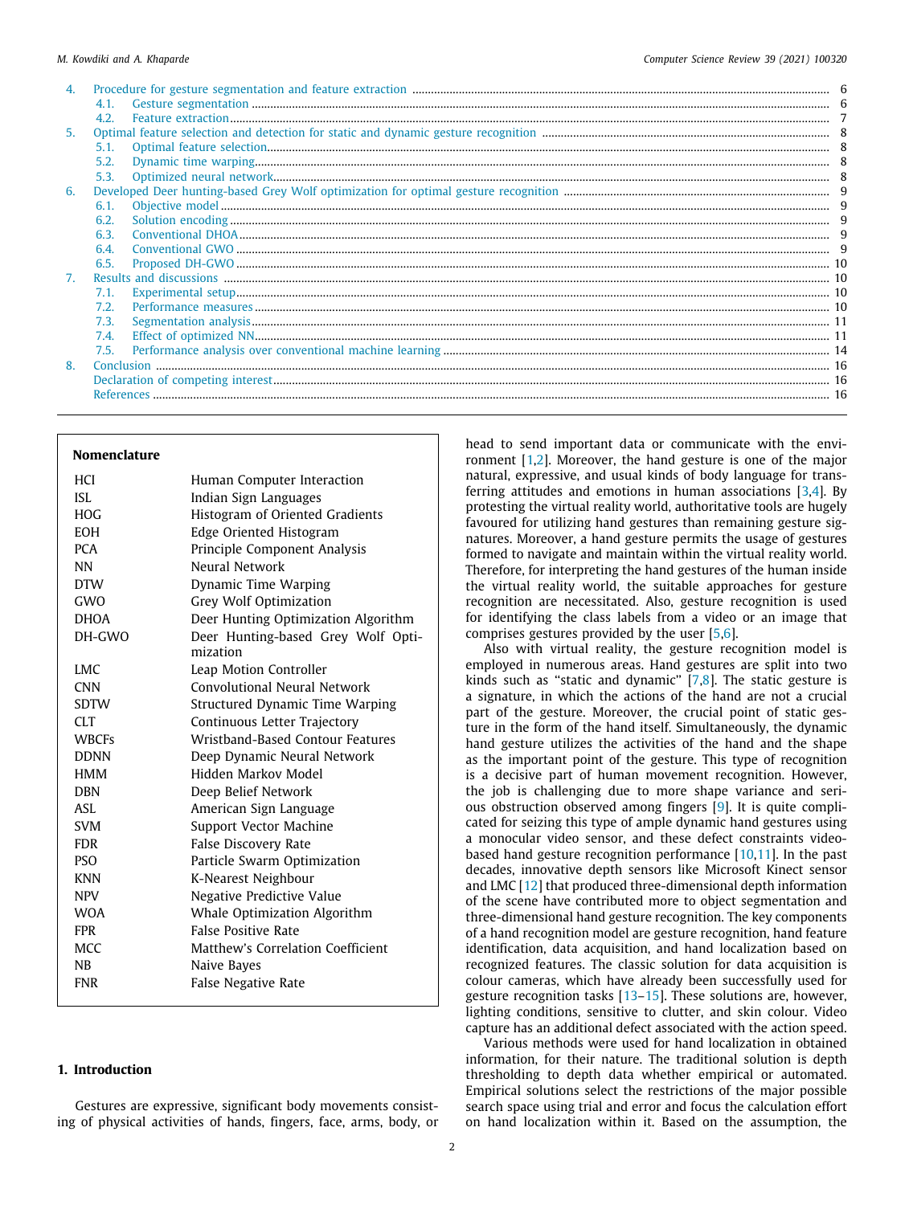4. Procedure for gesture segmentation and feature extraction ..... 6
   4.1. Gesture segmentation ..... 6
   4.2. Feature extraction ..... 7
5. Optimal feature selection and detection for static and dynamic gesture recognition ..... 8
   5.1. Optimal feature selection ..... 8
   5.2. Dynamic time warping ..... 8
   5.3. Optimized neural network ..... 8
6. Developed Deer hunting-based Grey Wolf optimization for optimal gesture recognition ..... 9
   6.1. Objective model ..... 9
   6.2. Solution encoding ..... 9
   6.3. Conventional DHOA ..... 9
   6.4. Conventional GWO ..... 9
   6.5. Proposed DH-GWO ..... 10
7. Results and discussions ..... 10
   7.1. Experimental setup ..... 10
   7.2. Performance measures ..... 10
   7.3. Segmentation analysis ..... 11
   7.4. Effect of optimized NN ..... 11
   7.5. Performance analysis over conventional machine learning ..... 14
8. Conclusion ..... 16

Declaration of competing interest ..... 16

References ..... 16

**Nomenclature**

| | |
|---|---|
| HCI | Human Computer Interaction |
| ISL | Indian Sign Languages |
| HOG | Histogram of Oriented Gradients |
| EOH | Edge Oriented Histogram |
| PCA | Principle Component Analysis |
| NN | Neural Network |
| DTW | Dynamic Time Warping |
| GWO | Grey Wolf Optimization |
| DHOA | Deer Hunting Optimization Algorithm |
| DH-GWO | Deer Hunting-based Grey Wolf Optimization |
| LMC | Leap Motion Controller |
| CNN | Convolutional Neural Network |
| SDTW | Structured Dynamic Time Warping |
| CLT | Continuous Letter Trajectory |
| WBCFs | Wristband-Based Contour Features |
| DDNN | Deep Dynamic Neural Network |
| HMM | Hidden Markov Model |
| DBN | Deep Belief Network |
| ASL | American Sign Language |
| SVM | Support Vector Machine |
| FDR | False Discovery Rate |
| PSO | Particle Swarm Optimization |
| KNN | K-Nearest Neighbour |
| NPV | Negative Predictive Value |
| WOA | Whale Optimization Algorithm |
| FPR | False Positive Rate |
| MCC | Matthew's Correlation Coefficient |
| NB | Naive Bayes |
| FNR | False Negative Rate |

## 1. Introduction

Gestures are expressive, significant body movements consisting of physical activities of hands, fingers, face, arms, body, or head to send important data or communicate with the environment [1,2]. Moreover, the hand gesture is one of the major natural, expressive, and usual kinds of body language for transferring attitudes and emotions in human associations [3,4]. By protesting the virtual reality world, authoritative tools are hugely favoured for utilizing hand gestures than remaining gesture signatures. Moreover, a hand gesture permits the usage of gestures formed to navigate and maintain within the virtual reality world. Therefore, for interpreting the hand gestures of the human inside the virtual reality world, the suitable approaches for gesture recognition are necessitated. Also, gesture recognition is used for identifying the class labels from a video or an image that comprises gestures provided by the user [5,6].

Also with virtual reality, the gesture recognition model is employed in numerous areas. Hand gestures are split into two kinds such as "static and dynamic" [7,8]. The static gesture is a signature, in which the actions of the hand are not a crucial part of the gesture. Moreover, the crucial point of static gesture in the form of the hand itself. Simultaneously, the dynamic hand gesture utilizes the activities of the hand and the shape as the important point of the gesture. This type of recognition is a decisive part of human movement recognition. However, the job is challenging due to more shape variance and serious obstruction observed among fingers [9]. It is quite complicated for seizing this type of ample dynamic hand gestures using a monocular video sensor, and these defect constraints video-based hand gesture recognition performance [10,11]. In the past decades, innovative depth sensors like Microsoft Kinect sensor and LMC [12] that produced three-dimensional depth information of the scene have contributed more to object segmentation and three-dimensional hand gesture recognition. The key components of a hand recognition model are gesture recognition, hand feature identification, data acquisition, and hand localization based on recognized features. The classic solution for data acquisition is colour cameras, which have already been successfully used for gesture recognition tasks [13–15]. These solutions are, however, lighting conditions, sensitive to clutter, and skin colour. Video capture has an additional defect associated with the action speed.

Various methods were used for hand localization in obtained information, for their nature. The traditional solution is depth thresholding to depth data whether empirical or automated. Empirical solutions select the restrictions of the major possible search space using trial and error and focus the calculation effort on hand localization within it. Based on the assumption, the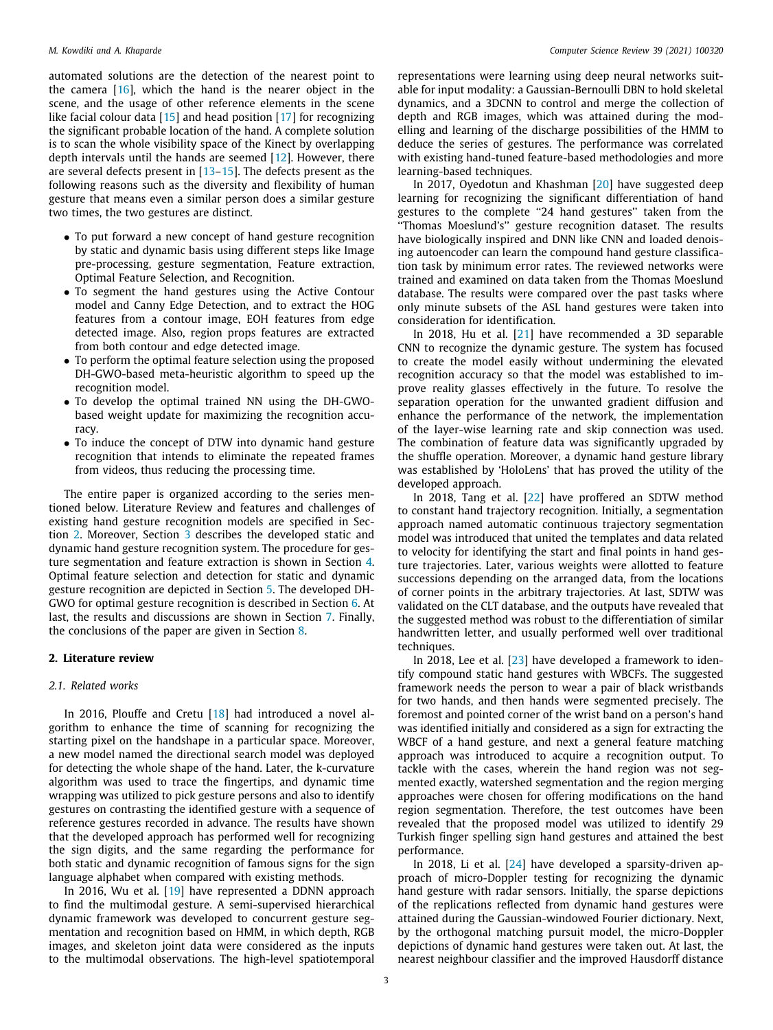automated solutions are the detection of the nearest point to the camera [16], which the hand is the nearer object in the scene, and the usage of other reference elements in the scene like facial colour data [15] and head position [17] for recognizing the significant probable location of the hand. A complete solution is to scan the whole visibility space of the Kinect by overlapping depth intervals until the hands are seemed [12]. However, there are several defects present in [13–15]. The defects present as the following reasons such as the diversity and flexibility of human gesture that means even a similar person does a similar gesture two times, the two gestures are distinct.

- To put forward a new concept of hand gesture recognition by static and dynamic basis using different steps like Image pre-processing, gesture segmentation, Feature extraction, Optimal Feature Selection, and Recognition.
- To segment the hand gestures using the Active Contour model and Canny Edge Detection, and to extract the HOG features from a contour image, EOH features from edge detected image. Also, region props features are extracted from both contour and edge detected image.
- To perform the optimal feature selection using the proposed DH-GWO-based meta-heuristic algorithm to speed up the recognition model.
- To develop the optimal trained NN using the DH-GWO-based weight update for maximizing the recognition accuracy.
- To induce the concept of DTW into dynamic hand gesture recognition that intends to eliminate the repeated frames from videos, thus reducing the processing time.

The entire paper is organized according to the series mentioned below. Literature Review and features and challenges of existing hand gesture recognition models are specified in Section 2. Moreover, Section 3 describes the developed static and dynamic hand gesture recognition system. The procedure for gesture segmentation and feature extraction is shown in Section 4. Optimal feature selection and detection for static and dynamic gesture recognition are depicted in Section 5. The developed DH-GWO for optimal gesture recognition is described in Section 6. At last, the results and discussions are shown in Section 7. Finally, the conclusions of the paper are given in Section 8.

## 2. Literature review

### 2.1. Related works

In 2016, Plouffe and Cretu [18] had introduced a novel algorithm to enhance the time of scanning for recognizing the starting pixel on the handshape in a particular space. Moreover, a new model named the directional search model was deployed for detecting the whole shape of the hand. Later, the k-curvature algorithm was used to trace the fingertips, and dynamic time wrapping was utilized to pick gesture persons and also to identify gestures on contrasting the identified gesture with a sequence of reference gestures recorded in advance. The results have shown that the developed approach has performed well for recognizing the sign digits, and the same regarding the performance for both static and dynamic recognition of famous signs for the sign language alphabet when compared with existing methods.

In 2016, Wu et al. [19] have represented a DDNN approach to find the multimodal gesture. A semi-supervised hierarchical dynamic framework was developed to concurrent gesture segmentation and recognition based on HMM, in which depth, RGB images, and skeleton joint data were considered as the inputs to the multimodal observations. The high-level spatiotemporal representations were learning using deep neural networks suitable for input modality: a Gaussian-Bernoulli DBN to hold skeletal dynamics, and a 3DCNN to control and merge the collection of depth and RGB images, which was attained during the modelling and learning of the discharge possibilities of the HMM to deduce the series of gestures. The performance was correlated with existing hand-tuned feature-based methodologies and more learning-based techniques.

In 2017, Oyedotun and Khashman [20] have suggested deep learning for recognizing the significant differentiation of hand gestures to the complete "24 hand gestures" taken from the "Thomas Moeslund's" gesture recognition dataset. The results have biologically inspired and DNN like CNN and loaded denoising autoencoder can learn the compound hand gesture classification task by minimum error rates. The reviewed networks were trained and examined on data taken from the Thomas Moeslund database. The results were compared over the past tasks where only minute subsets of the ASL hand gestures were taken into consideration for identification.

In 2018, Hu et al. [21] have recommended a 3D separable CNN to recognize the dynamic gesture. The system has focused to create the model easily without undermining the elevated recognition accuracy so that the model was established to improve reality glasses effectively in the future. To resolve the separation operation for the unwanted gradient diffusion and enhance the performance of the network, the implementation of the layer-wise learning rate and skip connection was used. The combination of feature data was significantly upgraded by the shuffle operation. Moreover, a dynamic hand gesture library was established by 'HoloLens' that has proved the utility of the developed approach.

In 2018, Tang et al. [22] have proffered an SDTW method to constant hand trajectory recognition. Initially, a segmentation approach named automatic continuous trajectory segmentation model was introduced that united the templates and data related to velocity for identifying the start and final points in hand gesture trajectories. Later, various weights were allotted to feature successions depending on the arranged data, from the locations of corner points in the arbitrary trajectories. At last, SDTW was validated on the CLT database, and the outputs have revealed that the suggested method was robust to the differentiation of similar handwritten letter, and usually performed well over traditional techniques.

In 2018, Lee et al. [23] have developed a framework to identify compound static hand gestures with WBCFs. The suggested framework needs the person to wear a pair of black wristbands for two hands, and then hands were segmented precisely. The foremost and pointed corner of the wrist band on a person's hand was identified initially and considered as a sign for extracting the WBCF of a hand gesture, and next a general feature matching approach was introduced to acquire a recognition output. To tackle with the cases, wherein the hand region was not segmented exactly, watershed segmentation and the region merging approaches were chosen for offering modifications on the hand region segmentation. Therefore, the test outcomes have been revealed that the proposed model was utilized to identify 29 Turkish finger spelling sign hand gestures and attained the best performance.

In 2018, Li et al. [24] have developed a sparsity-driven approach of micro-Doppler testing for recognizing the dynamic hand gesture with radar sensors. Initially, the sparse depictions of the replications reflected from dynamic hand gestures were attained during the Gaussian-windowed Fourier dictionary. Next, by the orthogonal matching pursuit model, the micro-Doppler depictions of dynamic hand gestures were taken out. At last, the nearest neighbour classifier and the improved Hausdorff distance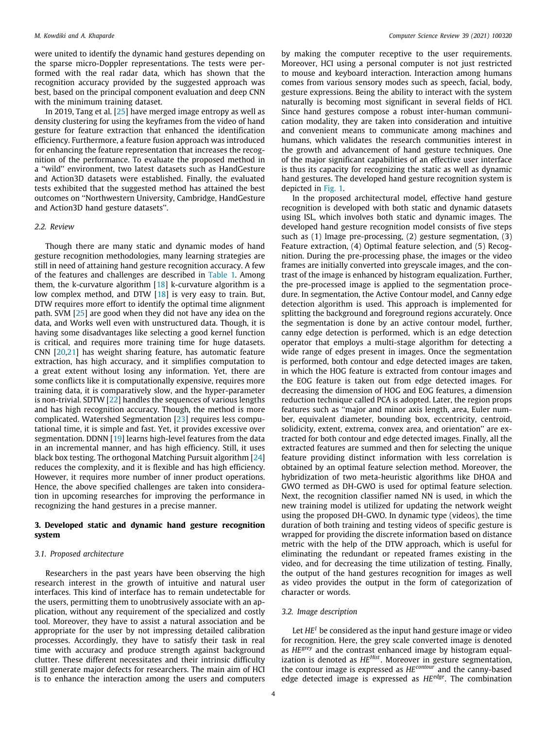were united to identify the dynamic hand gestures depending on the sparse micro-Doppler representations. The tests were performed with the real radar data, which has shown that the recognition accuracy provided by the suggested approach was best, based on the principal component evaluation and deep CNN with the minimum training dataset.

In 2019, Tang et al. [25] have merged image entropy as well as density clustering for using the keyframes from the video of hand gesture for feature extraction that enhanced the identification efficiency. Furthermore, a feature fusion approach was introduced for enhancing the feature representation that increases the recognition of the performance. To evaluate the proposed method in a ''wild'' environment, two latest datasets such as HandGesture and Action3D datasets were established. Finally, the evaluated tests exhibited that the suggested method has attained the best outcomes on ''Northwestern University, Cambridge, HandGesture and Action3D hand gesture datasets''.

### 2.2. Review

Though there are many static and dynamic modes of hand gesture recognition methodologies, many learning strategies are still in need of attaining hand gesture recognition accuracy. A few of the features and challenges are described in Table 1. Among them, the k-curvature algorithm [18] k-curvature algorithm is a low complex method, and DTW [18] is very easy to train. But, DTW requires more effort to identify the optimal time alignment path. SVM [25] are good when they did not have any idea on the data, and Works well even with unstructured data. Though, it is having some disadvantages like selecting a good kernel function is critical, and requires more training time for huge datasets. CNN [20,21] has weight sharing feature, has automatic feature extraction, has high accuracy, and it simplifies computation to a great extent without losing any information. Yet, there are some conflicts like it is computationally expensive, requires more training data, it is comparatively slow, and the hyper-parameter is non-trivial. SDTW [22] handles the sequences of various lengths and has high recognition accuracy. Though, the method is more complicated. Watershed Segmentation [23] requires less computational time, it is simple and fast. Yet, it provides excessive over segmentation. DDNN [19] learns high-level features from the data in an incremental manner, and has high efficiency. Still, it uses black box testing. The orthogonal Matching Pursuit algorithm [24] reduces the complexity, and it is flexible and has high efficiency. However, it requires more number of inner product operations. Hence, the above specified challenges are taken into consideration in upcoming researches for improving the performance in recognizing the hand gestures in a precise manner.

## 3. Developed static and dynamic hand gesture recognition system

### 3.1. Proposed architecture

Researchers in the past years have been observing the high research interest in the growth of intuitive and natural user interfaces. This kind of interface has to remain undetectable for the users, permitting them to unobtrusively associate with an application, without any requirement of the specialized and costly tool. Moreover, they have to assist a natural association and be appropriate for the user by not impressing detailed calibration processes. Accordingly, they have to satisfy their task in real time with accuracy and produce strength against background clutter. These different necessitates and their intrinsic difficulty still generate major defects for researchers. The main aim of HCI is to enhance the interaction among the users and computers by making the computer receptive to the user requirements. Moreover, HCI using a personal computer is not just restricted to mouse and keyboard interaction. Interaction among humans comes from various sensory modes such as speech, facial, body, gesture expressions. Being the ability to interact with the system naturally is becoming most significant in several fields of HCI. Since hand gestures compose a robust inter-human communication modality, they are taken into consideration and intuitive and convenient means to communicate among machines and humans, which validates the research communities interest in the growth and advancement of hand gesture techniques. One of the major significant capabilities of an effective user interface is thus its capacity for recognizing the static as well as dynamic hand gestures. The developed hand gesture recognition system is depicted in Fig. 1.

In the proposed architectural model, effective hand gesture recognition is developed with both static and dynamic datasets using ISL, which involves both static and dynamic images. The developed hand gesture recognition model consists of five steps such as (1) Image pre-processing, (2) gesture segmentation, (3) Feature extraction, (4) Optimal feature selection, and (5) Recognition. During the pre-processing phase, the images or the video frames are initially converted into greyscale images, and the contrast of the image is enhanced by histogram equalization. Further, the pre-processed image is applied to the segmentation procedure. In segmentation, the Active Contour model, and Canny edge detection algorithm is used. This approach is implemented for splitting the background and foreground regions accurately. Once the segmentation is done by an active contour model, further, canny edge detection is performed, which is an edge detection operator that employs a multi-stage algorithm for detecting a wide range of edges present in images. Once the segmentation is performed, both contour and edge detected images are taken, in which the HOG feature is extracted from contour images and the EOG feature is taken out from edge detected images. For decreasing the dimension of HOG and EOG features, a dimension reduction technique called PCA is adopted. Later, the region props features such as ''major and minor axis length, area, Euler number, equivalent diameter, bounding box, eccentricity, centroid, solidicity, extent, extrema, convex area, and orientation'' are extracted for both contour and edge detected images. Finally, all the extracted features are summed and then for selecting the unique feature providing distinct information with less correlation is obtained by an optimal feature selection method. Moreover, the hybridization of two meta-heuristic algorithms like DHOA and GWO termed as DH-GWO is used for optimal feature selection. Next, the recognition classifier named NN is used, in which the new training model is utilized for updating the network weight using the proposed DH-GWO. In dynamic type (videos), the time duration of both training and testing videos of specific gesture is wrapped for providing the discrete information based on distance metric with the help of the DTW approach, which is useful for eliminating the redundant or repeated frames existing in the video, and for decreasing the time utilization of testing. Finally, the output of the hand gestures recognition for images as well as video provides the output in the form of categorization of character or words.

### 3.2. Image description

Let $HE^{I}$ be considered as the input hand gesture image or video for recognition. Here, the grey scale converted image is denoted as $HE^{grey}$ and the contrast enhanced image by histogram equalization is denoted as $HE^{Hist}$. Moreover in gesture segmentation, the contour image is expressed as $HE^{contour}$ and the canny-based edge detected image is expressed as $HE^{edge}$. The combination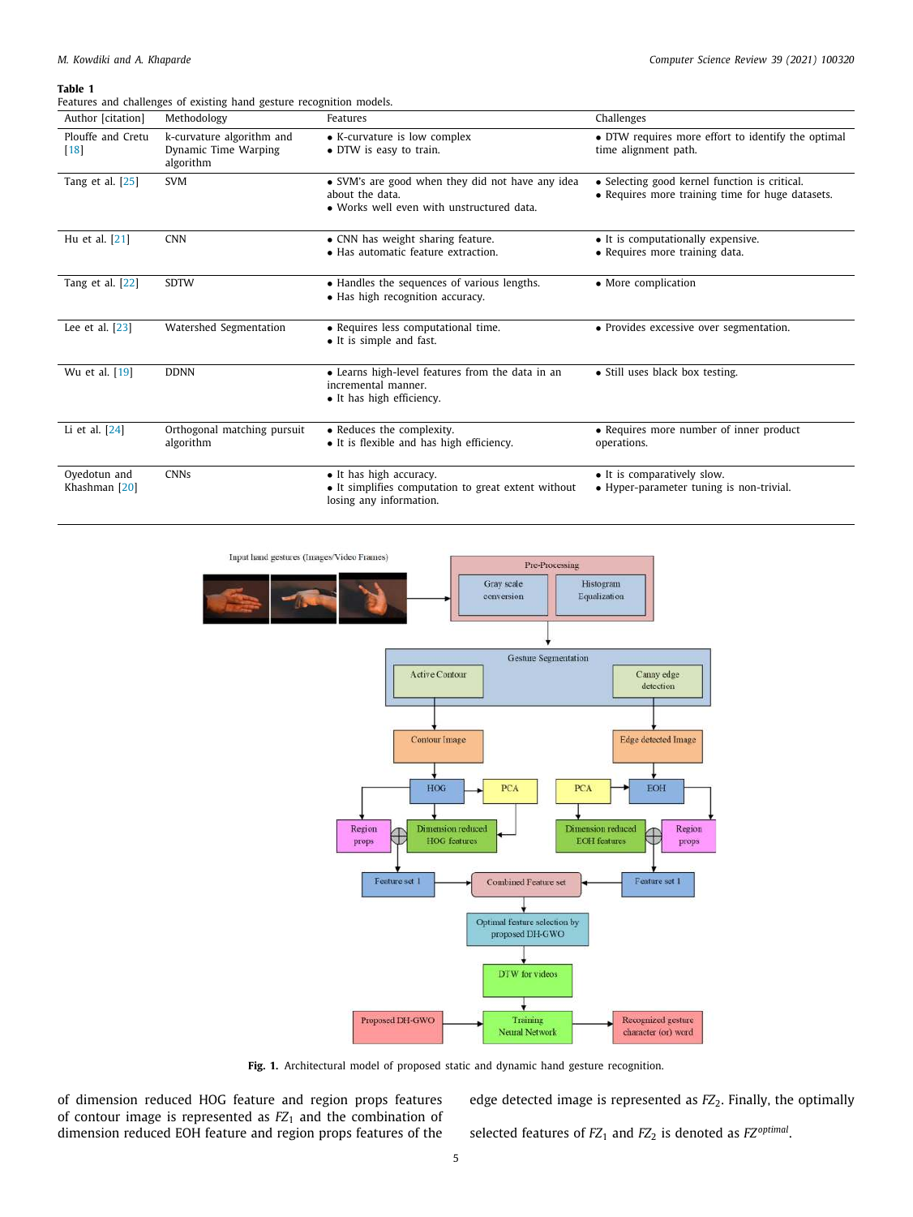**Table 1**
Features and challenges of existing hand gesture recognition models.

| Author [citation] | Methodology | Features | Challenges |
|---|---|---|---|
| Plouffe and Cretu [18] | k-curvature algorithm and Dynamic Time Warping algorithm | • K-curvature is low complex<br>• DTW is easy to train. | • DTW requires more effort to identify the optimal time alignment path. |
| Tang et al. [25] | SVM | • SVM's are good when they did not have any idea about the data.<br>• Works well even with unstructured data. | • Selecting good kernel function is critical.<br>• Requires more training time for huge datasets. |
| Hu et al. [21] | CNN | • CNN has weight sharing feature.<br>• Has automatic feature extraction. | • It is computationally expensive.<br>• Requires more training data. |
| Tang et al. [22] | SDTW | • Handles the sequences of various lengths.<br>• Has high recognition accuracy. | • More complication |
| Lee et al. [23] | Watershed Segmentation | • Requires less computational time.<br>• It is simple and fast. | • Provides excessive over segmentation. |
| Wu et al. [19] | DDNN | • Learns high-level features from the data in an incremental manner.<br>• It has high efficiency. | • Still uses black box testing. |
| Li et al. [24] | Orthogonal matching pursuit algorithm | • Reduces the complexity.<br>• It is flexible and has high efficiency. | • Requires more number of inner product operations. |
| Oyedotun and Khashman [20] | CNNs | • It has high accuracy.<br>• It simplifies computation to great extent without losing any information. | • It is comparatively slow.<br>• Hyper-parameter tuning is non-trivial. |

**Fig. 1.** Architectural model of proposed static and dynamic hand gesture recognition.

of dimension reduced HOG feature and region props features of contour image is represented as $FZ_1$ and the combination of dimension reduced EOH feature and region props features of the edge detected image is represented as $FZ_2$. Finally, the optimally selected features of $FZ_1$ and $FZ_2$ is denoted as $FZ^{optimal}$.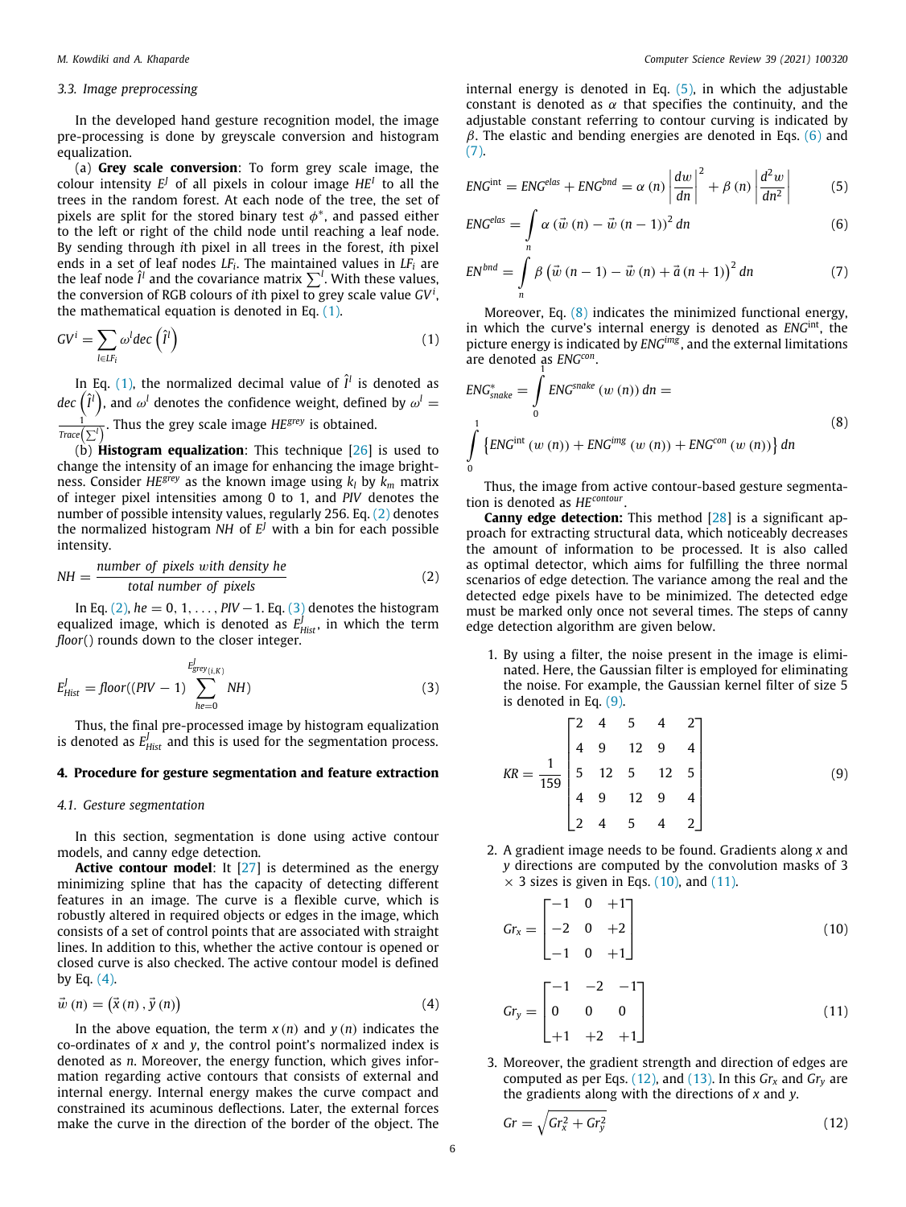### 3.3. Image preprocessing

In the developed hand gesture recognition model, the image pre-processing is done by greyscale conversion and histogram equalization.

(a) **Grey scale conversion**: To form grey scale image, the colour intensity $E^J$ of all pixels in colour image $HE^I$ to all the trees in the random forest. At each node of the tree, the set of pixels are split for the stored binary test $\phi^*$, and passed either to the left or right of the child node until reaching a leaf node. By sending through $i$th pixel in all trees in the forest, $i$th pixel ends in a set of leaf nodes $LF_i$. The maintained values in $LF_i$ are the leaf node $\hat{I}^l$ and the covariance matrix $\sum^l$. With these values, the conversion of RGB colours of $i$th pixel to grey scale value $GV^i$, the mathematical equation is denoted in Eq. (1).

$$GV^i = \sum_{l \in LF_i} \omega^l dec\left(\hat{I}^l\right) \tag{1}$$

In Eq. (1), the normalized decimal value of $\hat{I}^l$ is denoted as $dec\left(\hat{I}^l\right)$, and $\omega^l$ denotes the confidence weight, defined by $\omega^l = \frac{1}{Trace\left(\sum^l\right)}$. Thus the grey scale image $HE^{grey}$ is obtained.

(b) **Histogram equalization**: This technique [26] is used to change the intensity of an image for enhancing the image brightness. Consider $HE^{grey}$ as the known image using $k_l$ by $k_m$ matrix of integer pixel intensities among 0 to 1, and $PIV$ denotes the number of possible intensity values, regularly 256. Eq. (2) denotes the normalized histogram $NH$ of $E^J$ with a bin for each possible intensity.

$$NH = \frac{number\ of\ pixels\ with\ density\ he}{total\ number\ of\ pixels} \tag{2}$$

In Eq. (2), $he = 0, 1, \ldots, PIV - 1$. Eq. (3) denotes the histogram equalized image, which is denoted as $E^J_{Hist}$, in which the term $floor()$ rounds down to the closer integer.

$$E^J_{Hist} = floor((PIV - 1) \sum_{he=0}^{E^J_{grey_{(i,K)}}} NH) \tag{3}$$

Thus, the final pre-processed image by histogram equalization is denoted as $E^J_{Hist}$ and this is used for the segmentation process.

## 4. Procedure for gesture segmentation and feature extraction

### 4.1. Gesture segmentation

In this section, segmentation is done using active contour models, and canny edge detection.

**Active contour model**: It [27] is determined as the energy minimizing spline that has the capacity of detecting different features in an image. The curve is a flexible curve, which is robustly altered in required objects or edges in the image, which consists of a set of control points that are associated with straight lines. In addition to this, whether the active contour is opened or closed curve is also checked. The active contour model is defined by Eq. (4).

$$\vec{w}(n) = \left(\vec{x}(n), \vec{y}(n)\right) \tag{4}$$

In the above equation, the term $x(n)$ and $y(n)$ indicates the co-ordinates of $x$ and $y$, the control point's normalized index is denoted as $n$. Moreover, the energy function, which gives information regarding active contours that consists of external and internal energy. Internal energy makes the curve compact and constrained its acuminous deflections. Later, the external forces make the curve in the direction of the border of the object. The internal energy is denoted in Eq. (5), in which the adjustable constant is denoted as $\alpha$ that specifies the continuity, and the adjustable constant referring to contour curving is indicated by $\beta$. The elastic and bending energies are denoted in Eqs. (6) and (7).

$$ENG^{\text{int}} = ENG^{elas} + ENG^{bnd} = \alpha(n)\left|\frac{dw}{dn}\right|^2 + \beta(n)\left|\frac{d^2w}{dn^2}\right| \tag{5}$$

$$ENG^{elas} = \int_n \alpha\left(\vec{w}(n) - \vec{w}(n-1)\right)^2 dn \tag{6}$$

$$EN^{bnd} = \int_n \beta\left(\vec{w}(n-1) - \vec{w}(n) + \vec{a}(n+1)\right)^2 dn \tag{7}$$

Moreover, Eq. (8) indicates the minimized functional energy, in which the curve's internal energy is denoted as $ENG^{\text{int}}$, the picture energy is indicated by $ENG^{img}$, and the external limitations are denoted as $ENG^{con}$.

$$ENG^*_{snake} = \int_0^1 ENG^{snake}(w(n))\, dn = \int_0^1 \left\{ENG^{\text{int}}(w(n)) + ENG^{img}(w(n)) + ENG^{con}(w(n))\right\} dn \tag{8}$$

Thus, the image from active contour-based gesture segmentation is denoted as $HE^{contour}$.

**Canny edge detection:** This method [28] is a significant approach for extracting structural data, which noticeably decreases the amount of information to be processed. It is also called as optimal detector, which aims for fulfilling the three normal scenarios of edge detection. The variance among the real and the detected edge pixels have to be minimized. The detected edge must be marked only once not several times. The steps of canny edge detection algorithm are given below.

1. By using a filter, the noise present in the image is eliminated. Here, the Gaussian filter is employed for eliminating the noise. For example, the Gaussian kernel filter of size 5 is denoted in Eq. (9).

$$KR = \frac{1}{159}\begin{bmatrix} 2 & 4 & 5 & 4 & 2 \\ 4 & 9 & 12 & 9 & 4 \\ 5 & 12 & 5 & 12 & 5 \\ 4 & 9 & 12 & 9 & 4 \\ 2 & 4 & 5 & 4 & 2 \end{bmatrix} \tag{9}$$

2. A gradient image needs to be found. Gradients along $x$ and $y$ directions are computed by the convolution masks of 3 × 3 sizes is given in Eqs. (10), and (11).

$$Gr_x = \begin{bmatrix} -1 & 0 & +1 \\ -2 & 0 & +2 \\ -1 & 0 & +1 \end{bmatrix} \tag{10}$$

$$Gr_y = \begin{bmatrix} -1 & -2 & -1 \\ 0 & 0 & 0 \\ +1 & +2 & +1 \end{bmatrix} \tag{11}$$

3. Moreover, the gradient strength and direction of edges are computed as per Eqs. (12), and (13). In this $Gr_x$ and $Gr_y$ are the gradients along with the directions of $x$ and $y$.

$$Gr = \sqrt{Gr_x^2 + Gr_y^2} \tag{12}$$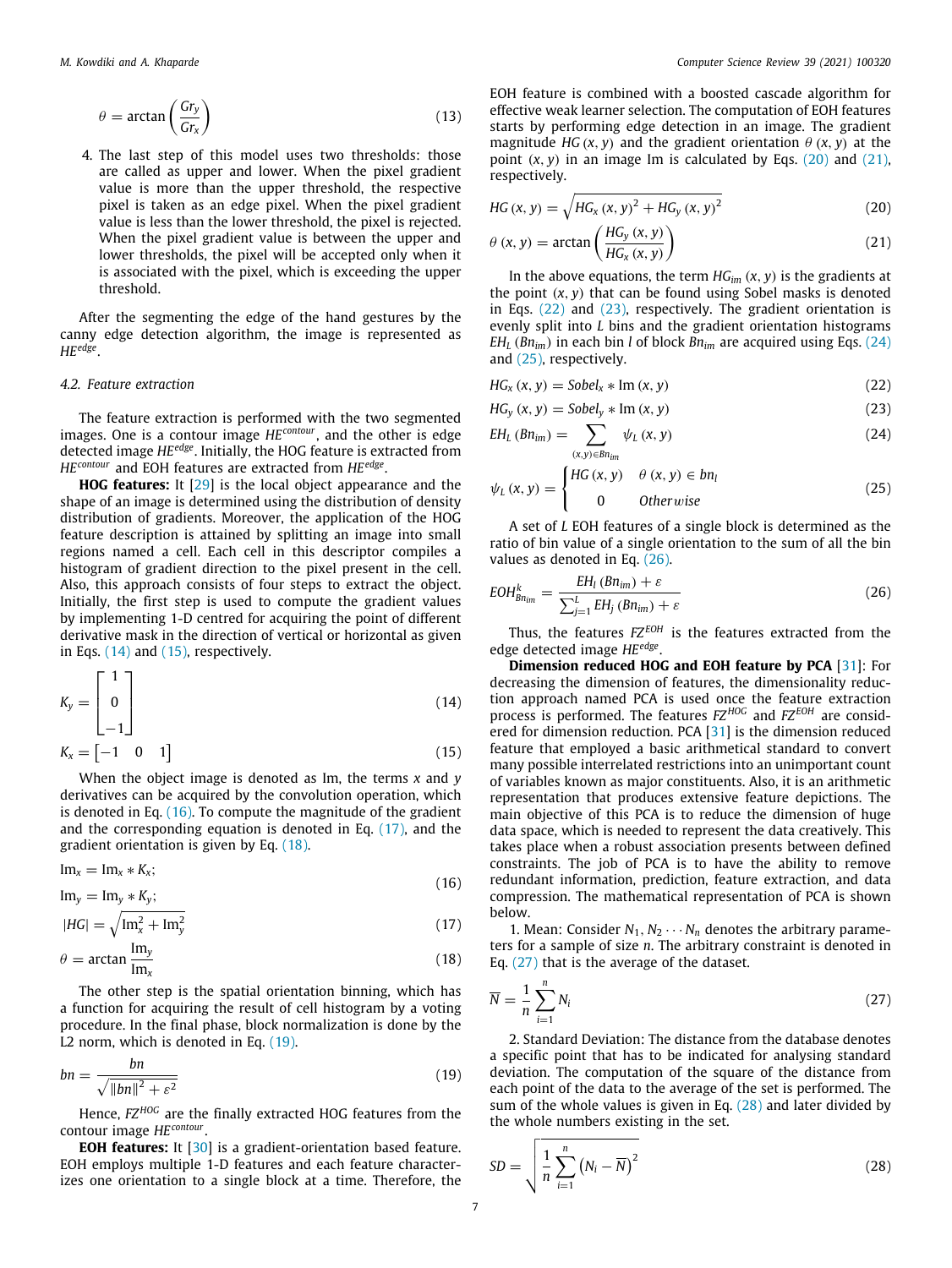$$\theta = \arctan\left(\frac{Gr_y}{Gr_x}\right) \tag{13}$$

4. The last step of this model uses two thresholds: those are called as upper and lower. When the pixel gradient value is more than the upper threshold, the respective pixel is taken as an edge pixel. When the pixel gradient value is less than the lower threshold, the pixel is rejected. When the pixel gradient value is between the upper and lower thresholds, the pixel will be accepted only when it is associated with the pixel, which is exceeding the upper threshold.

After the segmenting the edge of the hand gestures by the canny edge detection algorithm, the image is represented as $HE^{edge}$.

### 4.2. Feature extraction

The feature extraction is performed with the two segmented images. One is a contour image $HE^{contour}$, and the other is edge detected image $HE^{edge}$. Initially, the HOG feature is extracted from $HE^{contour}$ and EOH features are extracted from $HE^{edge}$.

**HOG features:** It [29] is the local object appearance and the shape of an image is determined using the distribution of density distribution of gradients. Moreover, the application of the HOG feature description is attained by splitting an image into small regions named a cell. Each cell in this descriptor compiles a histogram of gradient direction to the pixel present in the cell. Also, this approach consists of four steps to extract the object. Initially, the first step is used to compute the gradient values by implementing 1-D centred for acquiring the point of different derivative mask in the direction of vertical or horizontal as given in Eqs. (14) and (15), respectively.

$$K_y = \begin{bmatrix} 1 \\ 0 \\ -1 \end{bmatrix} \tag{14}$$

$$K_x = \begin{bmatrix} -1 & 0 & 1 \end{bmatrix} \tag{15}$$

When the object image is denoted as Im, the terms $x$ and $y$ derivatives can be acquired by the convolution operation, which is denoted in Eq. (16). To compute the magnitude of the gradient and the corresponding equation is denoted in Eq. (17), and the gradient orientation is given by Eq. (18).

$$\begin{aligned} \mathrm{Im}_x &= \mathrm{Im}_x * K_x; \\ \mathrm{Im}_y &= \mathrm{Im}_y * K_y; \end{aligned} \tag{16}$$

$$|HG| = \sqrt{\mathrm{Im}_x^2 + \mathrm{Im}_y^2} \tag{17}$$

$$\theta = \arctan\frac{\mathrm{Im}_y}{\mathrm{Im}_x} \tag{18}$$

The other step is the spatial orientation binning, which has a function for acquiring the result of cell histogram by a voting procedure. In the final phase, block normalization is done by the L2 norm, which is denoted in Eq. (19).

$$bn = \frac{bn}{\sqrt{\|bn\|^2 + \varepsilon^2}} \tag{19}$$

Hence, $FZ^{HOG}$ are the finally extracted HOG features from the contour image $HE^{contour}$.

**EOH features:** It [30] is a gradient-orientation based feature. EOH employs multiple 1-D features and each feature characterizes one orientation to a single block at a time. Therefore, the EOH feature is combined with a boosted cascade algorithm for effective weak learner selection. The computation of EOH features starts by performing edge detection in an image. The gradient magnitude $HG(x, y)$ and the gradient orientation $\theta(x, y)$ at the point $(x, y)$ in an image Im is calculated by Eqs. (20) and (21), respectively.

$$HG(x, y) = \sqrt{HG_x(x, y)^2 + HG_y(x, y)^2} \tag{20}$$

$$\theta(x, y) = \arctan\left(\frac{HG_y(x, y)}{HG_x(x, y)}\right) \tag{21}$$

In the above equations, the term $HG_{im}(x, y)$ is the gradients at the point $(x, y)$ that can be found using Sobel masks is denoted in Eqs. (22) and (23), respectively. The gradient orientation is evenly split into $L$ bins and the gradient orientation histograms $EH_L(Bn_{im})$ in each bin $l$ of block $Bn_{im}$ are acquired using Eqs. (24) and (25), respectively.

$$HG_x(x, y) = Sobel_x * \mathrm{Im}(x, y) \tag{22}$$

$$HG_y(x, y) = Sobel_y * \mathrm{Im}(x, y) \tag{23}$$

$$EH_L(Bn_{im}) = \sum_{(x,y)\in Bn_{im}} \psi_L(x, y) \tag{24}$$

$$\psi_L(x, y) = \begin{cases} HG(x, y) & \theta(x, y) \in bn_l \\ 0 & Otherwise \end{cases} \tag{25}$$

A set of $L$ EOH features of a single block is determined as the ratio of bin value of a single orientation to the sum of all the bin values as denoted in Eq. (26).

$$EOH^k_{Bn_{im}} = \frac{EH_l(Bn_{im}) + \varepsilon}{\sum_{j=1}^{L} EH_j(Bn_{im}) + \varepsilon} \tag{26}$$

Thus, the features $FZ^{EOH}$ is the features extracted from the edge detected image $HE^{edge}$.

**Dimension reduced HOG and EOH feature by PCA** [31]: For decreasing the dimension of features, the dimensionality reduction approach named PCA is used once the feature extraction process is performed. The features $FZ^{HOG}$ and $FZ^{EOH}$ are considered for dimension reduction. PCA [31] is the dimension reduced feature that employed a basic arithmetical standard to convert many possible interrelated restrictions into an unimportant count of variables known as major constituents. Also, it is an arithmetic representation that produces extensive feature depictions. The main objective of this PCA is to reduce the dimension of huge data space, which is needed to represent the data creatively. This takes place when a robust association presents between defined constraints. The job of PCA is to have the ability to remove redundant information, prediction, feature extraction, and data compression. The mathematical representation of PCA is shown below.

1. Mean: Consider $N_1, N_2 \cdots N_n$ denotes the arbitrary parameters for a sample of size $n$. The arbitrary constraint is denoted in Eq. (27) that is the average of the dataset.

$$\overline{N} = \frac{1}{n}\sum_{i=1}^{n} N_i \tag{27}$$

2. Standard Deviation: The distance from the database denotes a specific point that has to be indicated for analysing standard deviation. The computation of the square of the distance from each point of the data to the average of the set is performed. The sum of the whole values is given in Eq. (28) and later divided by the whole numbers existing in the set.

$$SD = \sqrt{\frac{1}{n}\sum_{i=1}^{n}\left(N_i - \overline{N}\right)^2} \tag{28}$$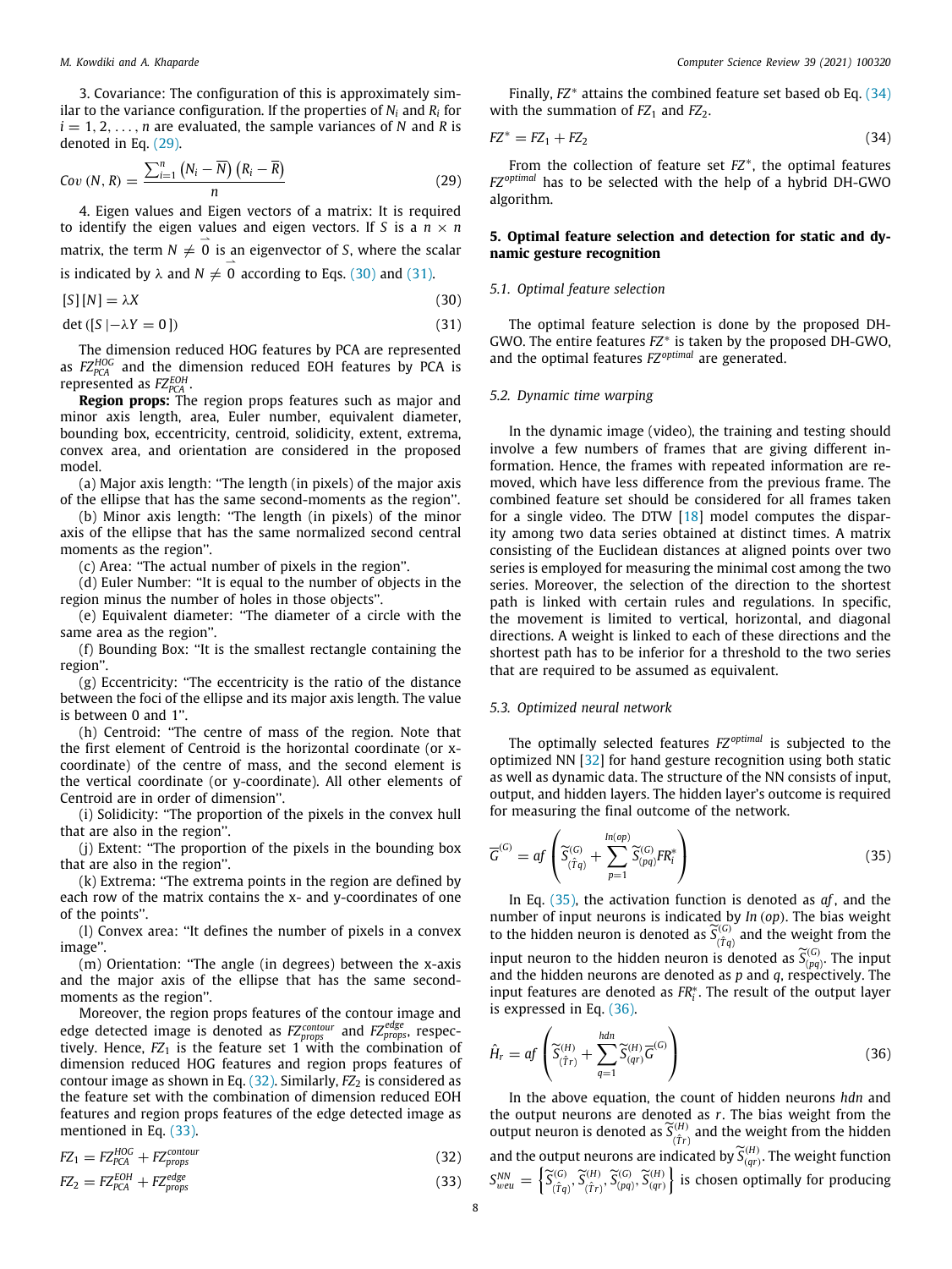3. Covariance: The configuration of this is approximately similar to the variance configuration. If the properties of $N_i$ and $R_i$ for $i = 1, 2, \ldots, n$ are evaluated, the sample variances of $N$ and $R$ is denoted in Eq. (29).

$$Cov\,(N, R) = \frac{\sum_{i=1}^{n} \left(N_i - \overline{N}\right)\left(R_i - \overline{R}\right)}{n} \tag{29}$$

4. Eigen values and Eigen vectors of a matrix: It is required to identify the eigen values and eigen vectors. If $S$ is a $n \times n$ matrix, the term $N \neq \vec{0}$ is an eigenvector of $S$, where the scalar is indicated by $\lambda$ and $N \neq \vec{0}$ according to Eqs. (30) and (31).

$$[S]\,[N] = \lambda X \tag{30}$$

$$\det\left([S\,| - \lambda Y = 0\,]\right) \tag{31}$$

The dimension reduced HOG features by PCA are represented as $FZ_{PCA}^{HOG}$ and the dimension reduced EOH features by PCA is represented as $FZ_{PCA}^{EOH}$.

**Region props:** The region props features such as major and minor axis length, area, Euler number, equivalent diameter, bounding box, eccentricity, centroid, solidicity, extent, extrema, convex area, and orientation are considered in the proposed model.

(a) Major axis length: "The length (in pixels) of the major axis of the ellipse that has the same second-moments as the region".

(b) Minor axis length: "The length (in pixels) of the minor axis of the ellipse that has the same normalized second central moments as the region".

(c) Area: "The actual number of pixels in the region".

(d) Euler Number: "It is equal to the number of objects in the region minus the number of holes in those objects".

(e) Equivalent diameter: "The diameter of a circle with the same area as the region".

(f) Bounding Box: "It is the smallest rectangle containing the region".

(g) Eccentricity: "The eccentricity is the ratio of the distance between the foci of the ellipse and its major axis length. The value is between 0 and 1".

(h) Centroid: "The centre of mass of the region. Note that the first element of Centroid is the horizontal coordinate (or x-coordinate) of the centre of mass, and the second element is the vertical coordinate (or y-coordinate). All other elements of Centroid are in order of dimension".

(i) Solidicity: "The proportion of the pixels in the convex hull that are also in the region".

(j) Extent: "The proportion of the pixels in the bounding box that are also in the region".

(k) Extrema: "The extrema points in the region are defined by each row of the matrix contains the x- and y-coordinates of one of the points".

(l) Convex area: "It defines the number of pixels in a convex image".

(m) Orientation: "The angle (in degrees) between the x-axis and the major axis of the ellipse that has the same second-moments as the region".

Moreover, the region props features of the contour image and edge detected image is denoted as $FZ_{props}^{contour}$ and $FZ_{props}^{edge}$, respectively. Hence, $FZ_1$ is the feature set 1 with the combination of dimension reduced HOG features and region props features of contour image as shown in Eq. (32). Similarly, $FZ_2$ is considered as the feature set with the combination of dimension reduced EOH features and region props features of the edge detected image as mentioned in Eq. (33).

$$FZ_1 = FZ_{PCA}^{HOG} + FZ_{props}^{contour} \tag{32}$$

$$FZ_2 = FZ_{PCA}^{EOH} + FZ_{props}^{edge} \tag{33}$$

Finally, $FZ^*$ attains the combined feature set based ob Eq. (34) with the summation of $FZ_1$ and $FZ_2$.

$$FZ^* = FZ_1 + FZ_2 \tag{34}$$

From the collection of feature set $FZ^*$, the optimal features $FZ^{optimal}$ has to be selected with the help of a hybrid DH-GWO algorithm.

## 5. Optimal feature selection and detection for static and dynamic gesture recognition

### 5.1. Optimal feature selection

The optimal feature selection is done by the proposed DH-GWO. The entire features $FZ^*$ is taken by the proposed DH-GWO, and the optimal features $FZ^{optimal}$ are generated.

### 5.2. Dynamic time warping

In the dynamic image (video), the training and testing should involve a few numbers of frames that are giving different information. Hence, the frames with repeated information are removed, which have less difference from the previous frame. The combined feature set should be considered for all frames taken for a single video. The DTW [18] model computes the disparity among two data series obtained at distinct times. A matrix consisting of the Euclidean distances at aligned points over two series is employed for measuring the minimal cost among the two series. Moreover, the selection of the direction to the shortest path is linked with certain rules and regulations. In specific, the movement is limited to vertical, horizontal, and diagonal directions. A weight is linked to each of these directions and the shortest path has to be inferior for a threshold to the two series that are required to be assumed as equivalent.

### 5.3. Optimized neural network

The optimally selected features $FZ^{optimal}$ is subjected to the optimized NN [32] for hand gesture recognition using both static as well as dynamic data. The structure of the NN consists of input, output, and hidden layers. The hidden layer's outcome is required for measuring the final outcome of the network.

$$\overline{G}^{(G)} = af\left(\widetilde{S}_{(\hat{T}q)}^{(G)} + \sum_{p=1}^{In(op)} \widetilde{S}_{(pq)}^{(G)} FR_i^*\right) \tag{35}$$

In Eq. (35), the activation function is denoted as $af$, and the number of input neurons is indicated by $In\,(op)$. The bias weight to the hidden neuron is denoted as $\widetilde{S}_{(\hat{T}q)}^{(G)}$ and the weight from the input neuron to the hidden neuron is denoted as $\widetilde{S}_{(pq)}^{(G)}$. The input and the hidden neurons are denoted as $p$ and $q$, respectively. The input features are denoted as $FR_i^*$. The result of the output layer is expressed in Eq. (36).

$$\hat{H}_r = af\left(\widetilde{S}_{(\hat{T}r)}^{(H)} + \sum_{q=1}^{hdn} \widetilde{S}_{(qr)}^{(H)} \overline{G}^{(G)}\right) \tag{36}$$

In the above equation, the count of hidden neurons $hdn$ and the output neurons are denoted as $r$. The bias weight from the output neuron is denoted as $\widetilde{S}_{(\hat{T}r)}^{(H)}$ and the weight from the hidden and the output neurons are indicated by $\widetilde{S}_{(qr)}^{(H)}$. The weight function $S_{weu}^{NN} = \left\{\widetilde{S}_{(\hat{T}q)}^{(G)}, \widetilde{S}_{(\hat{T}r)}^{(H)}, \widetilde{S}_{(pq)}^{(G)}, \widetilde{S}_{(qr)}^{(H)}\right\}$ is chosen optimally for producing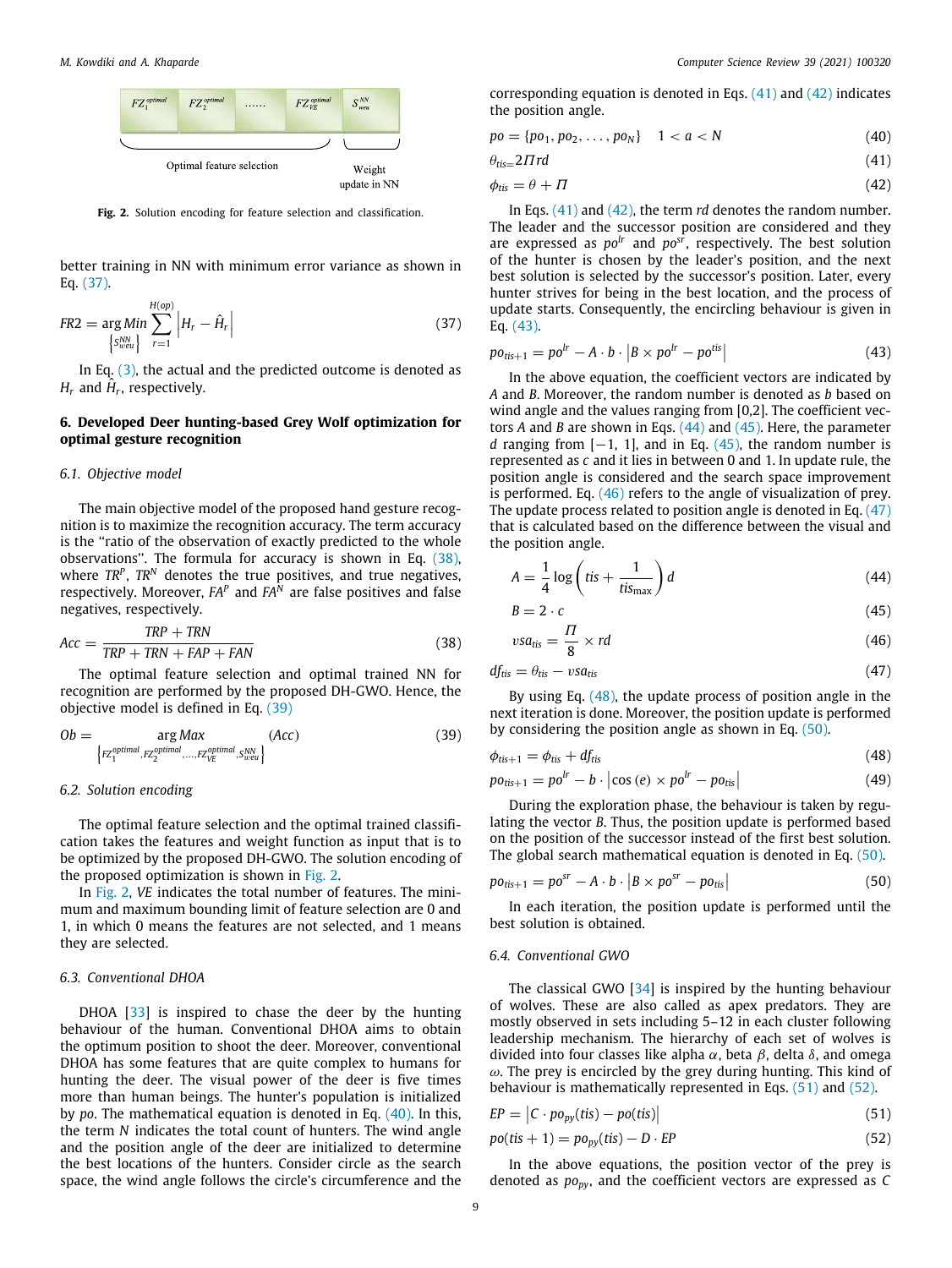| $FZ_1^{optimal}$ | $FZ_2^{optimal}$ | ...... | $FZ_{VE}^{optimal}$ | $S_{weu}^{NN}$ |
|---|---|---|---|---|
| Optimal feature selection | | | | Weight update in NN |

**Fig. 2.** Solution encoding for feature selection and classification.

better training in NN with minimum error variance as shown in Eq. (37).

$$FR2 = \underset{\left\{S_{weu}^{NN}\right\}}{\arg Min} \sum_{r=1}^{H(op)} \left| H_r - \hat{H}_r \right| \tag{37}$$

In Eq. (3), the actual and the predicted outcome is denoted as $H_r$ and $\hat{H}_r$, respectively.

## 6. Developed Deer hunting-based Grey Wolf optimization for optimal gesture recognition

### 6.1. Objective model

The main objective model of the proposed hand gesture recognition is to maximize the recognition accuracy. The term accuracy is the "ratio of the observation of exactly predicted to the whole observations". The formula for accuracy is shown in Eq. (38), where $TR^P$, $TR^N$ denotes the true positives, and true negatives, respectively. Moreover, $FA^P$ and $FA^N$ are false positives and false negatives, respectively.

$$Acc = \frac{TRP + TRN}{TRP + TRN + FAP + FAN} \tag{38}$$

The optimal feature selection and optimal trained NN for recognition are performed by the proposed DH-GWO. Hence, the objective model is defined in Eq. (39)

$$Ob = \underset{\left\{FZ_1^{optimal}, FZ_2^{optimal}, \ldots, FZ_{VE}^{optimal}, S_{weu}^{NN}\right\}}{\arg Max} (Acc) \tag{39}$$

### 6.2. Solution encoding

The optimal feature selection and the optimal trained classification takes the features and weight function as input that is to be optimized by the proposed DH-GWO. The solution encoding of the proposed optimization is shown in Fig. 2.

In Fig. 2, $VE$ indicates the total number of features. The minimum and maximum bounding limit of feature selection are 0 and 1, in which 0 means the features are not selected, and 1 means they are selected.

### 6.3. Conventional DHOA

DHOA [33] is inspired to chase the deer by the hunting behaviour of the human. Conventional DHOA aims to obtain the optimum position to shoot the deer. Moreover, conventional DHOA has some features that are quite complex to humans for hunting the deer. The visual power of the deer is five times more than human beings. The hunter's population is initialized by $po$. The mathematical equation is denoted in Eq. (40). In this, the term $N$ indicates the total count of hunters. The wind angle and the position angle of the deer are initialized to determine the best locations of the hunters. Consider circle as the search space, the wind angle follows the circle's circumference and the corresponding equation is denoted in Eqs. (41) and (42) indicates the position angle.

$$po = \{po_1, po_2, \ldots, po_N\} \quad 1 < a < N \tag{40}$$

$$\theta_{tis} = 2\Pi rd \tag{41}$$

$$\phi_{tis} = \theta + \Pi \tag{42}$$

In Eqs. (41) and (42), the term $rd$ denotes the random number. The leader and the successor position are considered and they are expressed as $po^{lr}$ and $po^{sr}$, respectively. The best solution of the hunter is chosen by the leader's position, and the next best solution is selected by the successor's position. Later, every hunter strives for being in the best location, and the process of update starts. Consequently, the encircling behaviour is given in Eq. (43).

$$po_{tis+1} = po^{lr} - A \cdot b \cdot \left| B \times po^{lr} - po^{tis} \right| \tag{43}$$

In the above equation, the coefficient vectors are indicated by $A$ and $B$. Moreover, the random number is denoted as $b$ based on wind angle and the values ranging from [0,2]. The coefficient vectors $A$ and $B$ are shown in Eqs. (44) and (45). Here, the parameter $d$ ranging from [−1, 1], and in Eq. (45), the random number is represented as $c$ and it lies in between 0 and 1. In update rule, the position angle is considered and the search space improvement is performed. Eq. (46) refers to the angle of visualization of prey. The update process related to position angle is denoted in Eq. (47) that is calculated based on the difference between the visual and the position angle.

$$A = \frac{1}{4} \log\left(tis + \frac{1}{tis_{\max}}\right) d \tag{44}$$

$$B = 2 \cdot c \tag{45}$$

$$vsa_{tis} = \frac{\Pi}{8} \times rd \tag{46}$$

$$df_{tis} = \theta_{tis} - vsa_{tis} \tag{47}$$

By using Eq. (48), the update process of position angle in the next iteration is done. Moreover, the position update is performed by considering the position angle as shown in Eq. (50).

$$\phi_{tis+1} = \phi_{tis} + df_{tis} \tag{48}$$

$$po_{tis+1} = po^{lr} - b \cdot \left| \cos(e) \times po^{lr} - po_{tis} \right| \tag{49}$$

During the exploration phase, the behaviour is taken by regulating the vector $B$. Thus, the position update is performed based on the position of the successor instead of the first best solution. The global search mathematical equation is denoted in Eq. (50).

$$po_{tis+1} = po^{sr} - A \cdot b \cdot \left| B \times po^{sr} - po_{tis} \right| \tag{50}$$

In each iteration, the position update is performed until the best solution is obtained.

### 6.4. Conventional GWO

The classical GWO [34] is inspired by the hunting behaviour of wolves. These are also called as apex predators. They are mostly observed in sets including 5–12 in each cluster following leadership mechanism. The hierarchy of each set of wolves is divided into four classes like alpha $\alpha$, beta $\beta$, delta $\delta$, and omega $\omega$. The prey is encircled by the grey during hunting. This kind of behaviour is mathematically represented in Eqs. (51) and (52).

$$EP = \left| C \cdot po_{py}(tis) - po(tis) \right| \tag{51}$$

$$po(tis + 1) = po_{py}(tis) - D \cdot EP \tag{52}$$

In the above equations, the position vector of the prey is denoted as $po_{py}$, and the coefficient vectors are expressed as $C$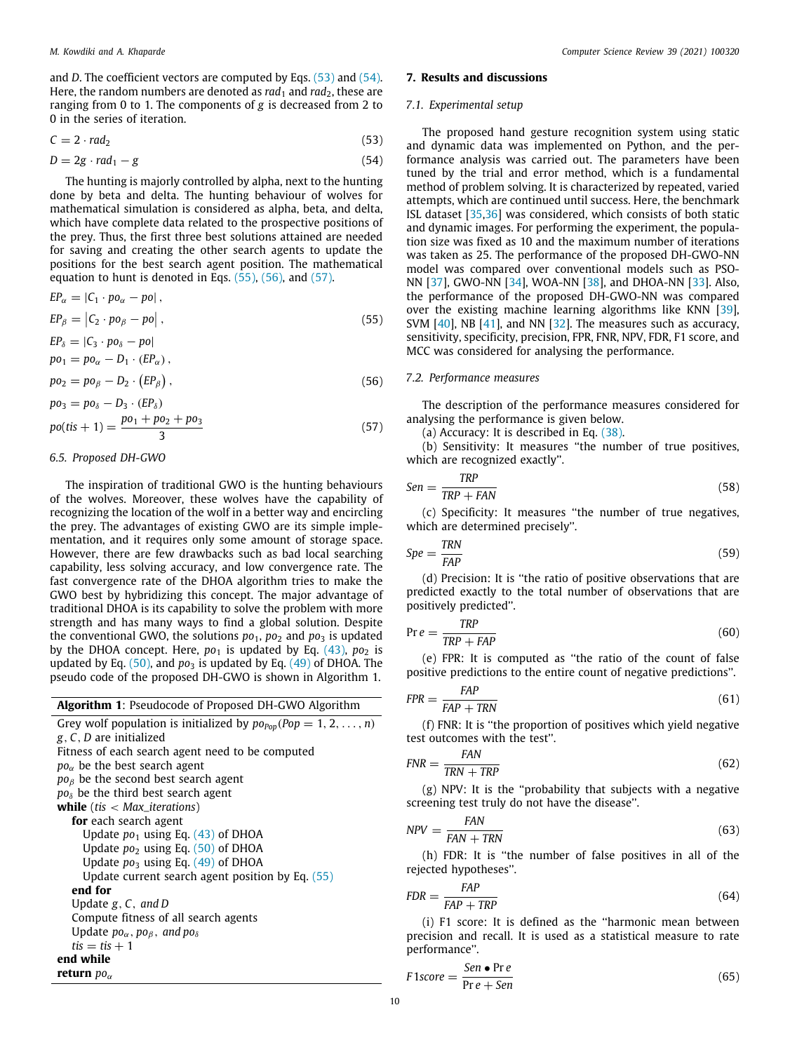and $D$. The coefficient vectors are computed by Eqs. (53) and (54). Here, the random numbers are denoted as $rad_1$ and $rad_2$, these are ranging from 0 to 1. The components of $g$ is decreased from 2 to 0 in the series of iteration.

$$C = 2 \cdot rad_2 \tag{53}$$

$$D = 2g \cdot rad_1 - g \tag{54}$$

The hunting is majorly controlled by alpha, next to the hunting done by beta and delta. The hunting behaviour of wolves for mathematical simulation is considered as alpha, beta, and delta, which have complete data related to the prospective positions of the prey. Thus, the first three best solutions attained are needed for saving and creating the other search agents to update the positions for the best search agent position. The mathematical equation to hunt is denoted in Eqs. (55), (56), and (57).

$$\begin{aligned} EP_\alpha &= |C_1 \cdot po_\alpha - po|, \\ EP_\beta &= \left|C_2 \cdot po_\beta - po\right|, \\ EP_\delta &= |C_3 \cdot po_\delta - po| \end{aligned} \tag{55}$$

$$\begin{aligned} po_1 &= po_\alpha - D_1 \cdot (EP_\alpha), \\ po_2 &= po_\beta - D_2 \cdot \left(EP_\beta\right), \\ po_3 &= po_\delta - D_3 \cdot (EP_\delta) \end{aligned} \tag{56}$$

$$po(tis+1) = \frac{po_1 + po_2 + po_3}{3} \tag{57}$$

### 6.5. Proposed DH-GWO

The inspiration of traditional GWO is the hunting behaviours of the wolves. Moreover, these wolves have the capability of recognizing the location of the wolf in a better way and encircling the prey. The advantages of existing GWO are its simple implementation, and it requires only some amount of storage space. However, there are few drawbacks such as bad local searching capability, less solving accuracy, and low convergence rate. The fast convergence rate of the DHOA algorithm tries to make the GWO best by hybridizing this concept. The major advantage of traditional DHOA is its capability to solve the problem with more strength and has many ways to find a global solution. Despite the conventional GWO, the solutions $po_1$, $po_2$ and $po_3$ is updated by the DHOA concept. Here, $po_1$ is updated by Eq. (43), $po_2$ is updated by Eq. (50), and $po_3$ is updated by Eq. (49) of DHOA. The pseudo code of the proposed DH-GWO is shown in Algorithm 1.

**Algorithm 1**: Pseudocode of Proposed DH-GWO Algorithm

```
Grey wolf population is initialized by po_Pop (Pop = 1, 2, ..., n)
g, C, D are initialized
Fitness of each search agent need to be computed
po_α be the best search agent
po_β be the second best search agent
po_δ be the third best search agent
while (tis < Max_iterations)
    for each search agent
        Update po_1 using Eq. (43) of DHOA
        Update po_2 using Eq. (50) of DHOA
        Update po_3 using Eq. (49) of DHOA
        Update current search agent position by Eq. (55)
    end for
    Update g, C, and D
    Compute fitness of all search agents
    Update po_α, po_β, and po_δ
    tis = tis + 1
end while
return po_α
```

## 7. Results and discussions

### 7.1. Experimental setup

The proposed hand gesture recognition system using static and dynamic data was implemented on Python, and the performance analysis was carried out. The parameters have been tuned by the trial and error method, which is a fundamental method of problem solving. It is characterized by repeated, varied attempts, which are continued until success. Here, the benchmark ISL dataset [35,36] was considered, which consists of both static and dynamic images. For performing the experiment, the population size was fixed as 10 and the maximum number of iterations was taken as 25. The performance of the proposed DH-GWO-NN model was compared over conventional models such as PSO-NN [37], GWO-NN [34], WOA-NN [38], and DHOA-NN [33]. Also, the performance of the proposed DH-GWO-NN was compared over the existing machine learning algorithms like KNN [39], SVM [40], NB [41], and NN [32]. The measures such as accuracy, sensitivity, specificity, precision, FPR, FNR, NPV, FDR, F1 score, and MCC was considered for analysing the performance.

### 7.2. Performance measures

The description of the performance measures considered for analysing the performance is given below.

(a) Accuracy: It is described in Eq. (38).

(b) Sensitivity: It measures "the number of true positives, which are recognized exactly".

$$Sen = \frac{TRP}{TRP + FAN} \tag{58}$$

(c) Specificity: It measures "the number of true negatives, which are determined precisely".

$$Spe = \frac{TRN}{FAP} \tag{59}$$

(d) Precision: It is "the ratio of positive observations that are predicted exactly to the total number of observations that are positively predicted".

$$\Pr e = \frac{TRP}{TRP + FAP} \tag{60}$$

(e) FPR: It is computed as "the ratio of the count of false positive predictions to the entire count of negative predictions".

$$FPR = \frac{FAP}{FAP + TRN} \tag{61}$$

(f) FNR: It is "the proportion of positives which yield negative test outcomes with the test".

$$FNR = \frac{FAN}{TRN + TRP} \tag{62}$$

(g) NPV: It is the "probability that subjects with a negative screening test truly do not have the disease".

$$NPV = \frac{FAN}{FAN + TRN} \tag{63}$$

(h) FDR: It is "the number of false positives in all of the rejected hypotheses".

$$FDR = \frac{FAP}{FAP + TRP} \tag{64}$$

(i) F1 score: It is defined as the "harmonic mean between precision and recall. It is used as a statistical measure to rate performance".

$$F1score = \frac{Sen \bullet \Pr e}{\Pr e + Sen} \tag{65}$$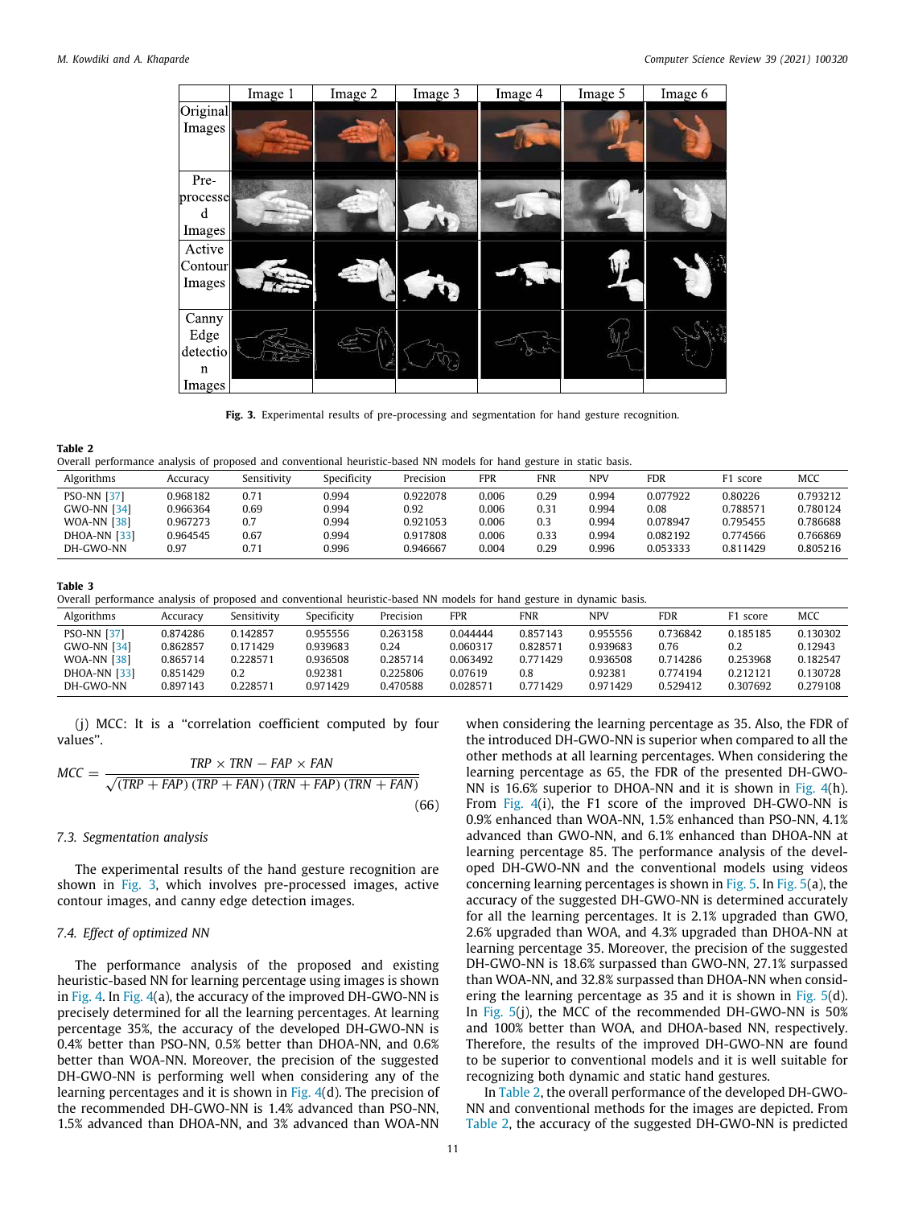Fig. 3. Experimental results of pre-processing and segmentation for hand gesture recognition.

**Table 2**
Overall performance analysis of proposed and conventional heuristic-based NN models for hand gesture in static basis.

| Algorithms | Accuracy | Sensitivity | Specificity | Precision | FPR | FNR | NPV | FDR | F1 score | MCC |
|---|---|---|---|---|---|---|---|---|---|---|
| PSO-NN [37] | 0.968182 | 0.71 | 0.994 | 0.922078 | 0.006 | 0.29 | 0.994 | 0.077922 | 0.80226 | 0.793212 |
| GWO-NN [34] | 0.966364 | 0.69 | 0.994 | 0.92 | 0.006 | 0.31 | 0.994 | 0.08 | 0.788571 | 0.780124 |
| WOA-NN [38] | 0.967273 | 0.7 | 0.994 | 0.921053 | 0.006 | 0.3 | 0.994 | 0.078947 | 0.795455 | 0.786688 |
| DHOA-NN [33] | 0.964545 | 0.67 | 0.994 | 0.917808 | 0.006 | 0.33 | 0.994 | 0.082192 | 0.774566 | 0.766869 |
| DH-GWO-NN | 0.97 | 0.71 | 0.996 | 0.946667 | 0.004 | 0.29 | 0.996 | 0.053333 | 0.811429 | 0.805216 |

**Table 3**
Overall performance analysis of proposed and conventional heuristic-based NN models for hand gesture in dynamic basis.

| Algorithms | Accuracy | Sensitivity | Specificity | Precision | FPR | FNR | NPV | FDR | F1 score | MCC |
|---|---|---|---|---|---|---|---|---|---|---|
| PSO-NN [37] | 0.874286 | 0.142857 | 0.955556 | 0.263158 | 0.044444 | 0.857143 | 0.955556 | 0.736842 | 0.185185 | 0.130302 |
| GWO-NN [34] | 0.862857 | 0.171429 | 0.939683 | 0.24 | 0.060317 | 0.828571 | 0.939683 | 0.76 | 0.2 | 0.12943 |
| WOA-NN [38] | 0.865714 | 0.228571 | 0.936508 | 0.285714 | 0.063492 | 0.771429 | 0.936508 | 0.714286 | 0.253968 | 0.182547 |
| DHOA-NN [33] | 0.851429 | 0.2 | 0.92381 | 0.225806 | 0.07619 | 0.8 | 0.92381 | 0.774194 | 0.212121 | 0.130728 |
| DH-GWO-NN | 0.897143 | 0.228571 | 0.971429 | 0.470588 | 0.028571 | 0.771429 | 0.971429 | 0.529412 | 0.307692 | 0.279108 |

(j) MCC: It is a "correlation coefficient computed by four values".

$$MCC = \frac{TRP \times TRN - FAP \times FAN}{\sqrt{(TRP + FAP)(TRP + FAN)(TRN + FAP)(TRN + FAN)}} \tag{66}$$

### 7.3. Segmentation analysis

The experimental results of the hand gesture recognition are shown in Fig. 3, which involves pre-processed images, active contour images, and canny edge detection images.

### 7.4. Effect of optimized NN

The performance analysis of the proposed and existing heuristic-based NN for learning percentage using images is shown in Fig. 4. In Fig. 4(a), the accuracy of the improved DH-GWO-NN is precisely determined for all the learning percentages. At learning percentage 35%, the accuracy of the developed DH-GWO-NN is 0.4% better than PSO-NN, 0.5% better than DHOA-NN, and 0.6% better than WOA-NN. Moreover, the precision of the suggested DH-GWO-NN is performing well when considering any of the learning percentages and it is shown in Fig. 4(d). The precision of the recommended DH-GWO-NN is 1.4% advanced than PSO-NN, 1.5% advanced than DHOA-NN, and 3% advanced than WOA-NN when considering the learning percentage as 35. Also, the FDR of the introduced DH-GWO-NN is superior when compared to all the other methods at all learning percentages. When considering the learning percentage as 65, the FDR of the presented DH-GWO-NN is 16.6% superior to DHOA-NN and it is shown in Fig. 4(h). From Fig. 4(i), the F1 score of the improved DH-GWO-NN is 0.9% enhanced than WOA-NN, 1.5% enhanced than PSO-NN, 4.1% advanced than GWO-NN, and 6.1% enhanced than DHOA-NN at learning percentage 85. The performance analysis of the developed DH-GWO-NN and the conventional models using videos concerning learning percentages is shown in Fig. 5. In Fig. 5(a), the accuracy of the suggested DH-GWO-NN is determined accurately for all the learning percentages. It is 2.1% upgraded than GWO, 2.6% upgraded than WOA, and 4.3% upgraded than DHOA-NN at learning percentage 35. Moreover, the precision of the suggested DH-GWO-NN is 18.6% surpassed than GWO-NN, 27.1% surpassed than WOA-NN, and 32.8% surpassed than DHOA-NN when considering the learning percentage as 35 and it is shown in Fig. 5(d). In Fig. 5(j), the MCC of the recommended DH-GWO-NN is 50% and 100% better than WOA, and DHOA-based NN, respectively. Therefore, the results of the improved DH-GWO-NN are found to be superior to conventional models and it is well suitable for recognizing both dynamic and static hand gestures.

In Table 2, the overall performance of the developed DH-GWO-NN and conventional methods for the images are depicted. From Table 2, the accuracy of the suggested DH-GWO-NN is predicted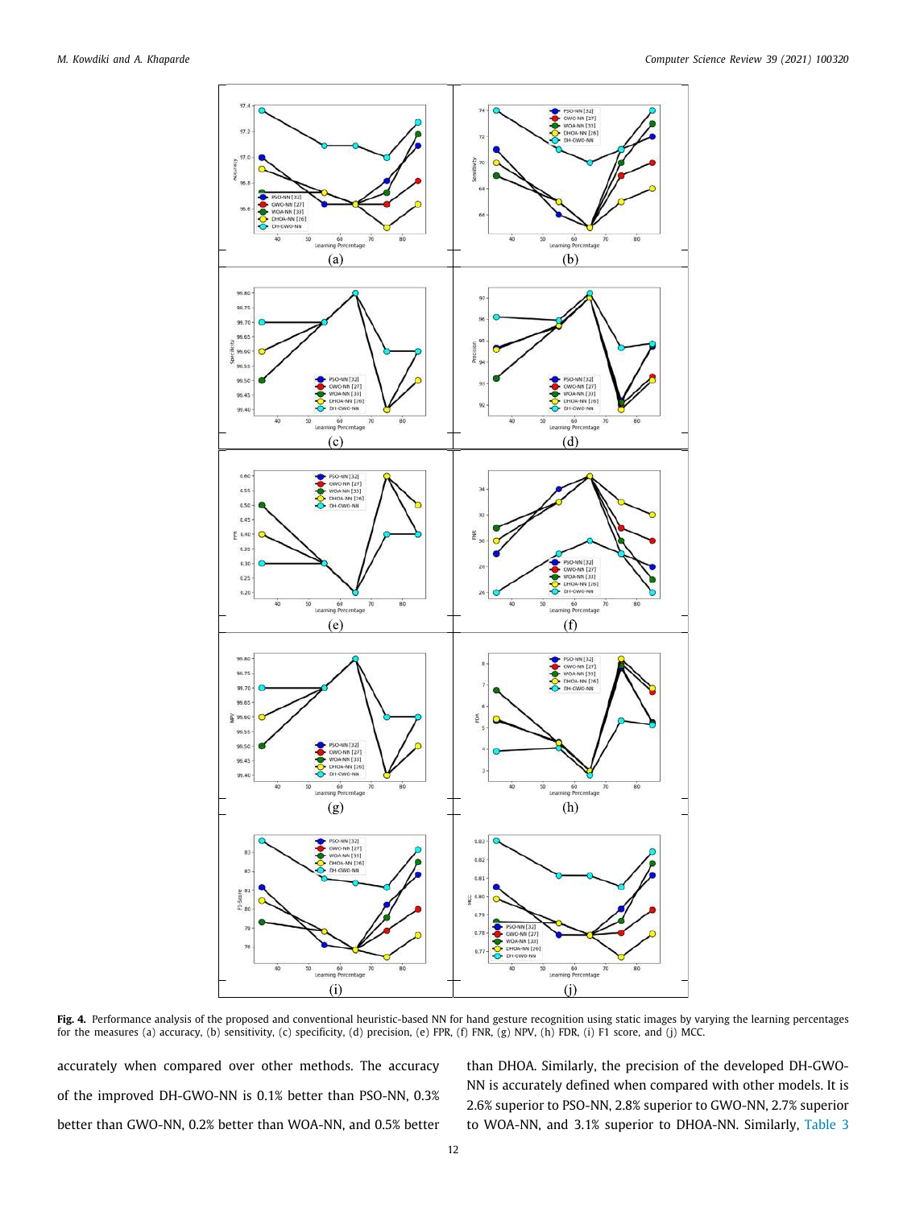**Fig. 4.** Performance analysis of the proposed and conventional heuristic-based NN for hand gesture recognition using static images by varying the learning percentages for the measures (a) accuracy, (b) sensitivity, (c) specificity, (d) precision, (e) FPR, (f) FNR, (g) NPV, (h) FDR, (i) F1 score, and (j) MCC.

accurately when compared over other methods. The accuracy of the improved DH-GWO-NN is 0.1% better than PSO-NN, 0.3% better than GWO-NN, 0.2% better than WOA-NN, and 0.5% better than DHOA. Similarly, the precision of the developed DH-GWO-NN is accurately defined when compared with other models. It is 2.6% superior to PSO-NN, 2.8% superior to GWO-NN, 2.7% superior to WOA-NN, and 3.1% superior to DHOA-NN. Similarly, Table 3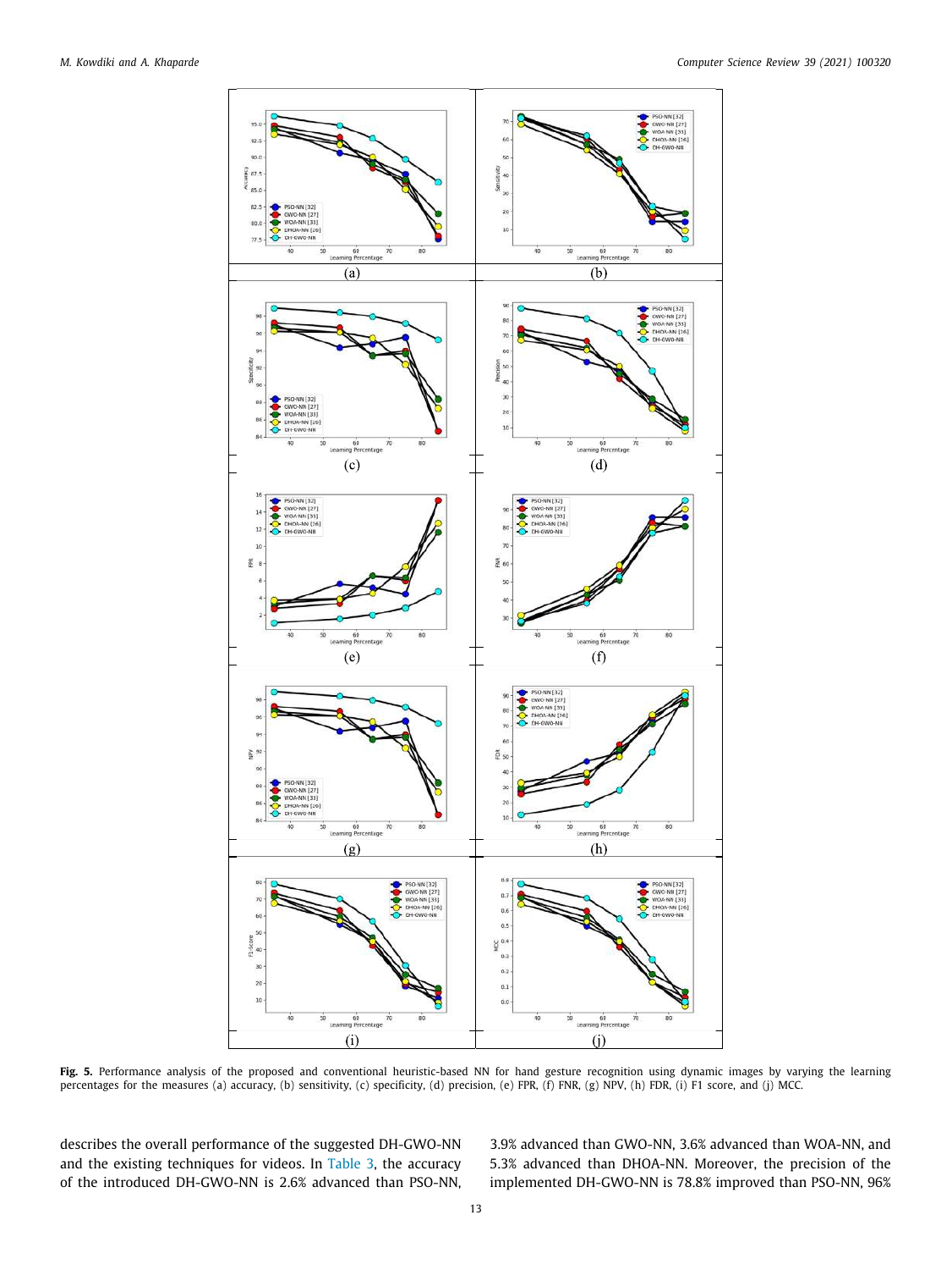Fig. 5. Performance analysis of the proposed and conventional heuristic-based NN for hand gesture recognition using dynamic images by varying the learning percentages for the measures (a) accuracy, (b) sensitivity, (c) specificity, (d) precision, (e) FPR, (f) FNR, (g) NPV, (h) FDR, (i) F1 score, and (j) MCC.

describes the overall performance of the suggested DH-GWO-NN and the existing techniques for videos. In Table 3, the accuracy of the introduced DH-GWO-NN is 2.6% advanced than PSO-NN, 3.9% advanced than GWO-NN, 3.6% advanced than WOA-NN, and 5.3% advanced than DHOA-NN. Moreover, the precision of the implemented DH-GWO-NN is 78.8% improved than PSO-NN, 96%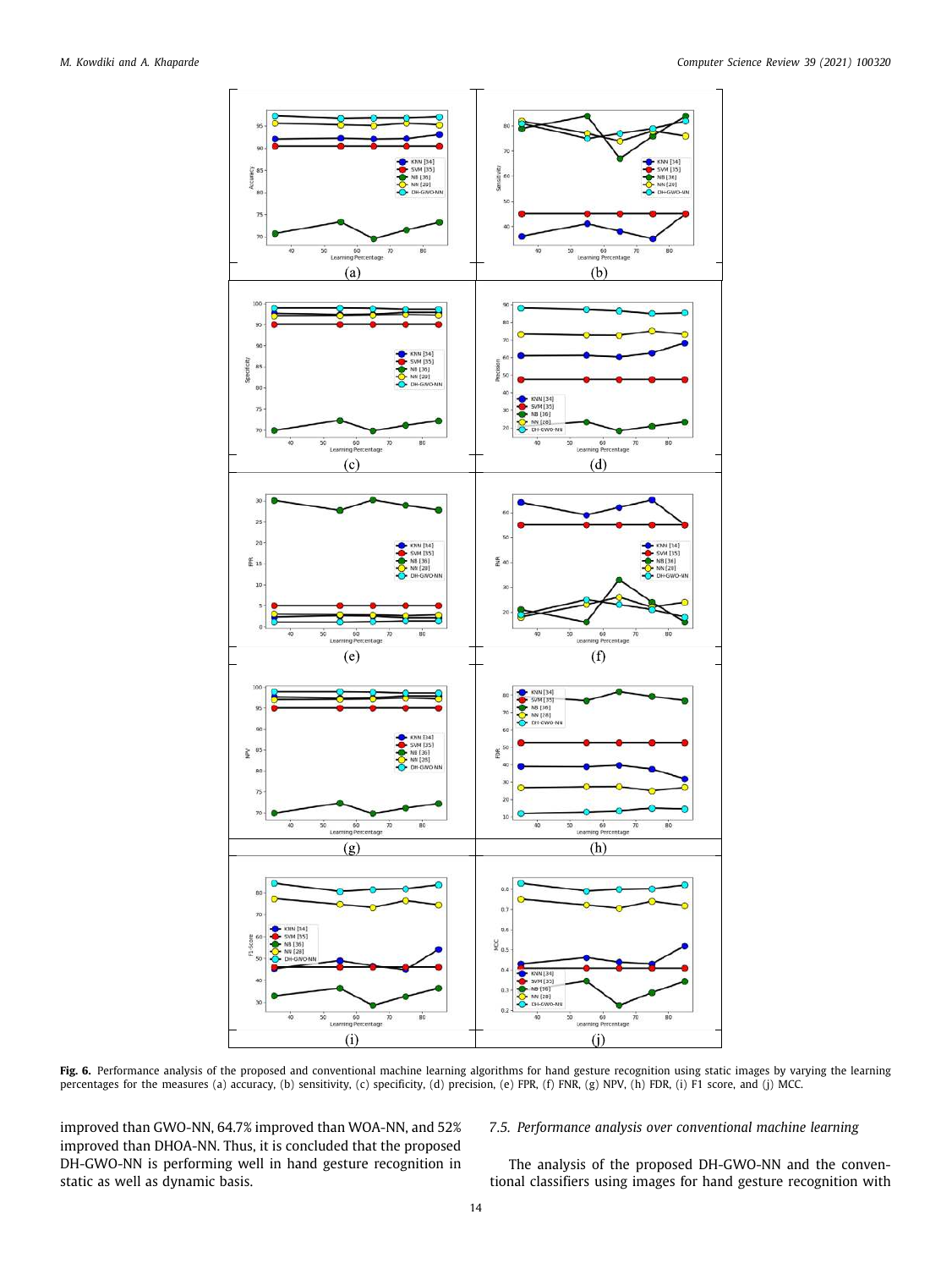**Fig. 6.** Performance analysis of the proposed and conventional machine learning algorithms for hand gesture recognition using static images by varying the learning percentages for the measures (a) accuracy, (b) sensitivity, (c) specificity, (d) precision, (e) FPR, (f) FNR, (g) NPV, (h) FDR, (i) F1 score, and (j) MCC.

improved than GWO-NN, 64.7% improved than WOA-NN, and 52% improved than DHOA-NN. Thus, it is concluded that the proposed DH-GWO-NN is performing well in hand gesture recognition in static as well as dynamic basis.

### 7.5. Performance analysis over conventional machine learning

The analysis of the proposed DH-GWO-NN and the conventional classifiers using images for hand gesture recognition with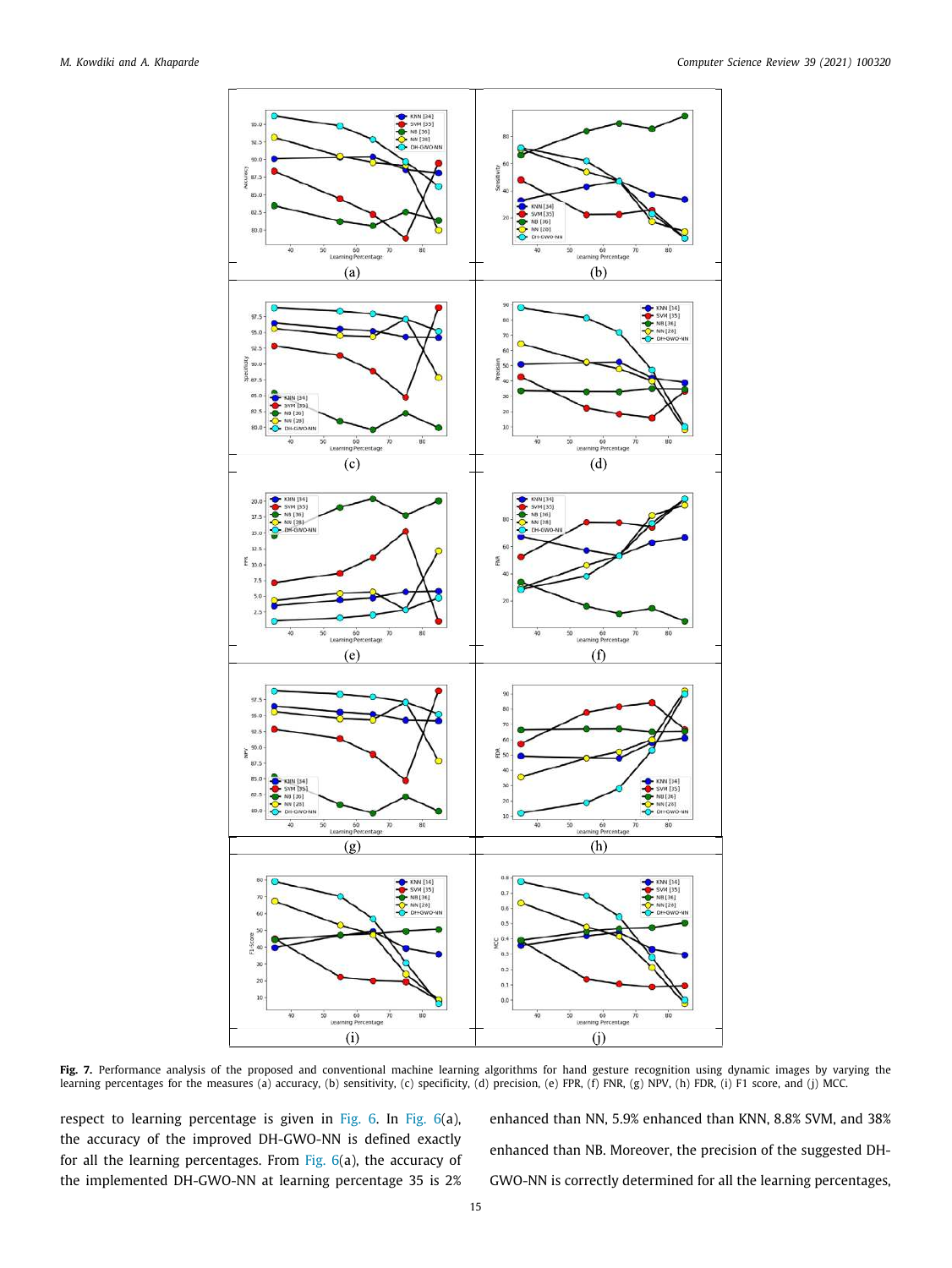**Fig. 7.** Performance analysis of the proposed and conventional machine learning algorithms for hand gesture recognition using dynamic images by varying the learning percentages for the measures (a) accuracy, (b) sensitivity, (c) specificity, (d) precision, (e) FPR, (f) FNR, (g) NPV, (h) FDR, (i) F1 score, and (j) MCC.

respect to learning percentage is given in Fig. 6. In Fig. 6(a), the accuracy of the improved DH-GWO-NN is defined exactly for all the learning percentages. From Fig. 6(a), the accuracy of the implemented DH-GWO-NN at learning percentage 35 is 2% enhanced than NN, 5.9% enhanced than KNN, 8.8% SVM, and 38% enhanced than NB. Moreover, the precision of the suggested DH-GWO-NN is correctly determined for all the learning percentages,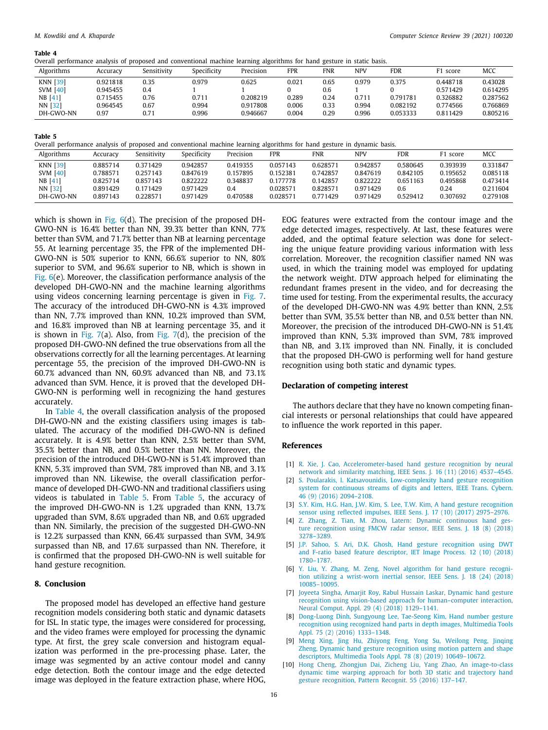**Table 4**
Overall performance analysis of proposed and conventional machine learning algorithms for hand gesture in static basis.

| Algorithms | Accuracy | Sensitivity | Specificity | Precision | FPR | FNR | NPV | FDR | F1 score | MCC |
|---|---|---|---|---|---|---|---|---|---|---|
| KNN [39] | 0.921818 | 0.35 | 0.979 | 0.625 | 0.021 | 0.65 | 0.979 | 0.375 | 0.448718 | 0.43028 |
| SVM [40] | 0.945455 | 0.4 | 1 | 1 | 0 | 0.6 | 1 | 0 | 0.571429 | 0.614295 |
| NB [41] | 0.715455 | 0.76 | 0.711 | 0.208219 | 0.289 | 0.24 | 0.711 | 0.791781 | 0.326882 | 0.287562 |
| NN [32] | 0.964545 | 0.67 | 0.994 | 0.917808 | 0.006 | 0.33 | 0.994 | 0.082192 | 0.774566 | 0.766869 |
| DH-GWO-NN | 0.97 | 0.71 | 0.996 | 0.946667 | 0.004 | 0.29 | 0.996 | 0.053333 | 0.811429 | 0.805216 |

**Table 5**
Overall performance analysis of proposed and conventional machine learning algorithms for hand gesture in dynamic basis.

| Algorithms | Accuracy | Sensitivity | Specificity | Precision | FPR | FNR | NPV | FDR | F1 score | MCC |
|---|---|---|---|---|---|---|---|---|---|---|
| KNN [39] | 0.885714 | 0.371429 | 0.942857 | 0.419355 | 0.057143 | 0.628571 | 0.942857 | 0.580645 | 0.393939 | 0.331847 |
| SVM [40] | 0.788571 | 0.257143 | 0.847619 | 0.157895 | 0.152381 | 0.742857 | 0.847619 | 0.842105 | 0.195652 | 0.085118 |
| NB [41] | 0.825714 | 0.857143 | 0.822222 | 0.348837 | 0.177778 | 0.142857 | 0.822222 | 0.651163 | 0.495868 | 0.473414 |
| NN [32] | 0.891429 | 0.171429 | 0.971429 | 0.4 | 0.028571 | 0.828571 | 0.971429 | 0.6 | 0.24 | 0.211604 |
| DH-GWO-NN | 0.897143 | 0.228571 | 0.971429 | 0.470588 | 0.028571 | 0.771429 | 0.971429 | 0.529412 | 0.307692 | 0.279108 |

which is shown in Fig. 6(d). The precision of the proposed DH-GWO-NN is 16.4% better than NN, 39.3% better than KNN, 77% better than SVM, and 71.7% better than NB at learning percentage 55. At learning percentage 35, the FPR of the implemented DH-GWO-NN is 50% superior to KNN, 66.6% superior to NN, 80% superior to SVM, and 96.6% superior to NB, which is shown in Fig. 6(e). Moreover, the classification performance analysis of the developed DH-GWO-NN and the machine learning algorithms using videos concerning learning percentage is given in Fig. 7. The accuracy of the introduced DH-GWO-NN is 4.3% improved than NN, 7.7% improved than KNN, 10.2% improved than SVM, and 16.8% improved than NB at learning percentage 35, and it is shown in Fig. 7(a). Also, from Fig. 7(d), the precision of the proposed DH-GWO-NN defined the true observations from all the observations correctly for all the learning percentages. At learning percentage 55, the precision of the improved DH-GWO-NN is 60.7% advanced than NN, 60.9% advanced than NB, and 73.1% advanced than SVM. Hence, it is proved that the developed DH-GWO-NN is performing well in recognizing the hand gestures accurately.

In Table 4, the overall classification analysis of the proposed DH-GWO-NN and the existing classifiers using images is tabulated. The accuracy of the modified DH-GWO-NN is defined accurately. It is 4.9% better than KNN, 2.5% better than SVM, 35.5% better than NB, and 0.5% better than NN. Moreover, the precision of the introduced DH-GWO-NN is 51.4% improved than KNN, 5.3% improved than SVM, 78% improved than NB, and 3.1% improved than NN. Likewise, the overall classification performance of developed DH-GWO-NN and traditional classifiers using videos is tabulated in Table 5. From Table 5, the accuracy of the improved DH-GWO-NN is 1.2% upgraded than KNN, 13.7% upgraded than SVM, 8.6% upgraded than NB, and 0.6% upgraded than NN. Similarly, the precision of the suggested DH-GWO-NN is 12.2% surpassed than KNN, 66.4% surpassed than SVM, 34.9% surpassed than NB, and 17.6% surpassed than NN. Therefore, it is confirmed that the proposed DH-GWO-NN is well suitable for hand gesture recognition.

## 8. Conclusion

The proposed model has developed an effective hand gesture recognition models considering both static and dynamic datasets for ISL. In static type, the images were considered for processing, and the video frames were employed for processing the dynamic type. At first, the grey scale conversion and histogram equalization was performed in the pre-processing phase. Later, the image was segmented by an active contour model and canny edge detection. Both the contour image and the edge detected image was deployed in the feature extraction phase, where HOG, EOG features were extracted from the contour image and the edge detected images, respectively. At last, these features were added, and the optimal feature selection was done for selecting the unique feature providing various information with less correlation. Moreover, the recognition classifier named NN was used, in which the training model was employed for updating the network weight. DTW approach helped for eliminating the redundant frames present in the video, and for decreasing the time used for testing. From the experimental results, the accuracy of the developed DH-GWO-NN was 4.9% better than KNN, 2.5% better than SVM, 35.5% better than NB, and 0.5% better than NN. Moreover, the precision of the introduced DH-GWO-NN is 51.4% improved than KNN, 5.3% improved than SVM, 78% improved than NB, and 3.1% improved than NN. Finally, it is concluded that the proposed DH-GWO is performing well for hand gesture recognition using both static and dynamic types.

### Declaration of competing interest

The authors declare that they have no known competing financial interests or personal relationships that could have appeared to influence the work reported in this paper.

### References

[1] R. Xie, J. Cao, Accelerometer-based hand gesture recognition by neural network and similarity matching, IEEE Sens. J. 16 (11) (2016) 4537–4545.

[2] S. Poularakis, I. Katsavounidis, Low-complexity hand gesture recognition system for continuous streams of digits and letters, IEEE Trans. Cybern. 46 (9) (2016) 2094–2108.

[3] S.Y. Kim, H.G. Han, J.W. Kim, S. Lee, T.W. Kim, A hand gesture recognition sensor using reflected impulses, IEEE Sens. J. 17 (10) (2017) 2975–2976.

[4] Z. Zhang, Z. Tian, M. Zhou, Latern: Dynamic continuous hand gesture recognition using FMCW radar sensor, IEEE Sens. J. 18 (8) (2018) 3278–3289.

[5] J.P. Sahoo, S. Ari, D.K. Ghosh, Hand gesture recognition using DWT and F-ratio based feature descriptor, IET Image Process. 12 (10) (2018) 1780–1787.

[6] Y. Liu, Y. Zhang, M. Zeng, Novel algorithm for hand gesture recognition utilizing a wrist-worn inertial sensor, IEEE Sens. J. 18 (24) (2018) 10085–10095.

[7] Joyeeta Singha, Amarjit Roy, Rabul Hussain Laskar, Dynamic hand gesture recognition using vision-based approach for human–computer interaction, Neural Comput. Appl. 29 (4) (2018) 1129–1141.

[8] Dong-Luong Dinh, Sungyoung Lee, Tae-Seong Kim, Hand number gesture recognition using recognized hand parts in depth images, Multimedia Tools Appl. 75 (2) (2016) 1333–1348.

[9] Meng Xing, Jing Hu, Zhiyong Feng, Yong Su, Weilong Peng, Jinqing Zheng, Dynamic hand gesture recognition using motion pattern and shape descriptors, Multimedia Tools Appl. 78 (8) (2019) 10649–10672.

[10] Hong Cheng, Zhongjun Dai, Zicheng Liu, Yang Zhao, An image-to-class dynamic time warping approach for both 3D static and trajectory hand gesture recognition, Pattern Recognit. 55 (2016) 137–147.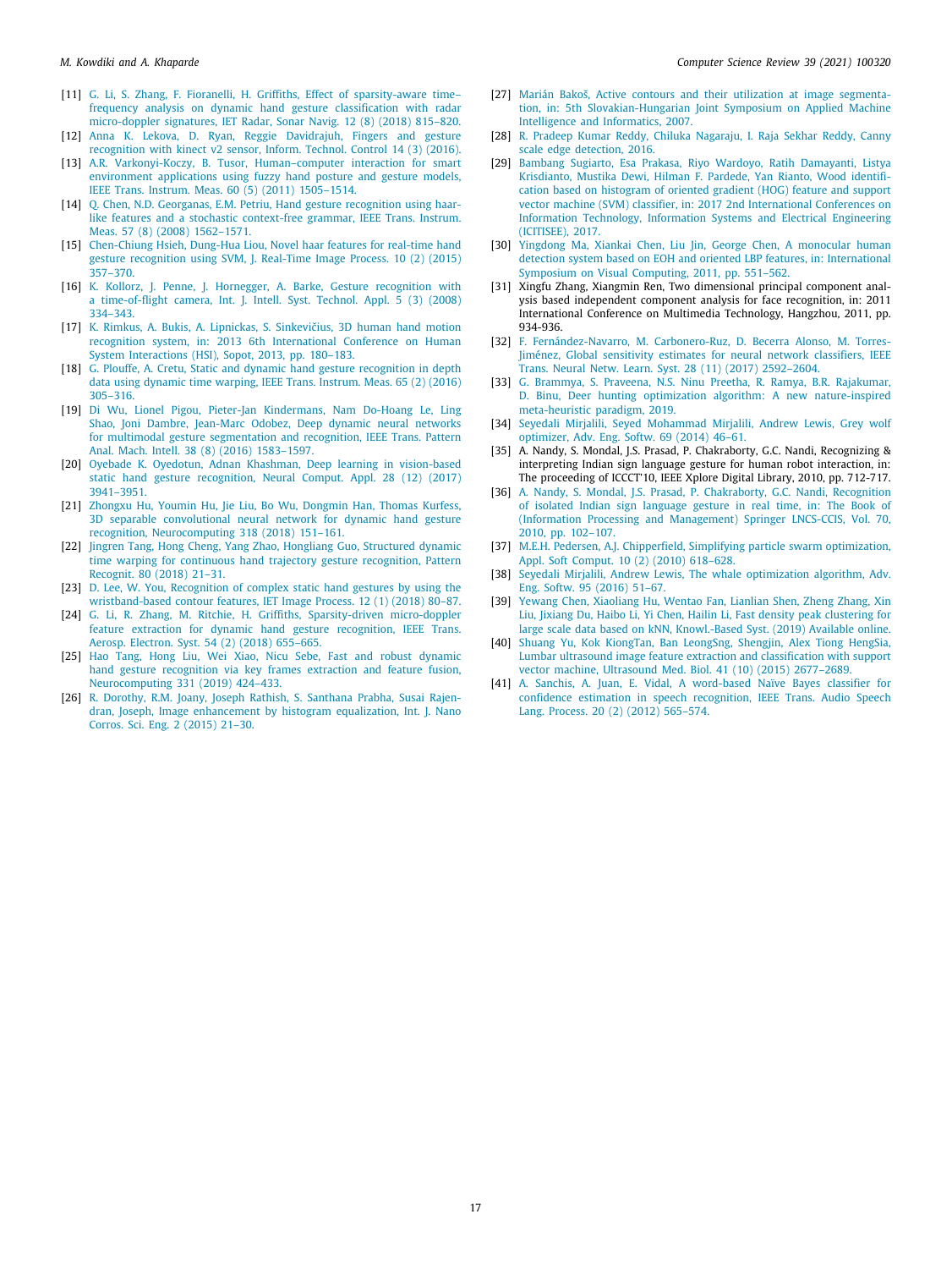[11] G. Li, S. Zhang, F. Fioranelli, H. Griffiths, Effect of sparsity-aware time–frequency analysis on dynamic hand gesture classification with radar micro-doppler signatures, IET Radar, Sonar Navig. 12 (8) (2018) 815–820.

[12] Anna K. Lekova, D. Ryan, Reggie Davidrajuh, Fingers and gesture recognition with kinect v2 sensor, Inform. Technol. Control 14 (3) (2016).

[13] A.R. Varkonyi-Koczy, B. Tusor, Human–computer interaction for smart environment applications using fuzzy hand posture and gesture models, IEEE Trans. Instrum. Meas. 60 (5) (2011) 1505–1514.

[14] Q. Chen, N.D. Georganas, E.M. Petriu, Hand gesture recognition using haar-like features and a stochastic context-free grammar, IEEE Trans. Instrum. Meas. 57 (8) (2008) 1562–1571.

[15] Chen-Chiung Hsieh, Dung-Hua Liou, Novel haar features for real-time hand gesture recognition using SVM, J. Real-Time Image Process. 10 (2) (2015) 357–370.

[16] K. Kollorz, J. Penne, J. Hornegger, A. Barke, Gesture recognition with a time-of-flight camera, Int. J. Intell. Syst. Technol. Appl. 5 (3) (2008) 334–343.

[17] K. Rimkus, A. Bukis, A. Lipnickas, S. Sinkevičius, 3D human hand motion recognition system, in: 2013 6th International Conference on Human System Interactions (HSI), Sopot, 2013, pp. 180–183.

[18] G. Plouffe, A. Cretu, Static and dynamic hand gesture recognition in depth data using dynamic time warping, IEEE Trans. Instrum. Meas. 65 (2) (2016) 305–316.

[19] Di Wu, Lionel Pigou, Pieter-Jan Kindermans, Nam Do-Hoang Le, Ling Shao, Joni Dambre, Jean-Marc Odobez, Deep dynamic neural networks for multimodal gesture segmentation and recognition, IEEE Trans. Pattern Anal. Mach. Intell. 38 (8) (2016) 1583–1597.

[20] Oyebade K. Oyedotun, Adnan Khashman, Deep learning in vision-based static hand gesture recognition, Neural Comput. Appl. 28 (12) (2017) 3941–3951.

[21] Zhongxu Hu, Youmin Hu, Jie Liu, Bo Wu, Dongmin Han, Thomas Kurfess, 3D separable convolutional neural network for dynamic hand gesture recognition, Neurocomputing 318 (2018) 151–161.

[22] Jingren Tang, Hong Cheng, Yang Zhao, Hongliang Guo, Structured dynamic time warping for continuous hand trajectory gesture recognition, Pattern Recognit. 80 (2018) 21–31.

[23] D. Lee, W. You, Recognition of complex static hand gestures by using the wristband-based contour features, IET Image Process. 12 (1) (2018) 80–87.

[24] G. Li, R. Zhang, M. Ritchie, H. Griffiths, Sparsity-driven micro-doppler feature extraction for dynamic hand gesture recognition, IEEE Trans. Aerosp. Electron. Syst. 54 (2) (2018) 655–665.

[25] Hao Tang, Hong Liu, Wei Xiao, Nicu Sebe, Fast and robust dynamic hand gesture recognition via key frames extraction and feature fusion, Neurocomputing 331 (2019) 424–433.

[26] R. Dorothy, R.M. Joany, Joseph Rathish, S. Santhana Prabha, Susai Rajendran, Joseph, Image enhancement by histogram equalization, Int. J. Nano Corros. Sci. Eng. 2 (2015) 21–30.

[27] Marián Bakoš, Active contours and their utilization at image segmentation, in: 5th Slovakian-Hungarian Joint Symposium on Applied Machine Intelligence and Informatics, 2007.

[28] R. Pradeep Kumar Reddy, Chiluka Nagaraju, I. Raja Sekhar Reddy, Canny scale edge detection, 2016.

[29] Bambang Sugiarto, Esa Prakasa, Riyo Wardoyo, Ratih Damayanti, Listya Krisdianto, Mustika Dewi, Hilman F. Pardede, Yan Rianto, Wood identification based on histogram of oriented gradient (HOG) feature and support vector machine (SVM) classifier, in: 2017 2nd International Conferences on Information Technology, Information Systems and Electrical Engineering (ICITISEE), 2017.

[30] Yingdong Ma, Xiankai Chen, Liu Jin, George Chen, A monocular human detection system based on EOH and oriented LBP features, in: International Symposium on Visual Computing, 2011, pp. 551–562.

[31] Xingfu Zhang, Xiangmin Ren, Two dimensional principal component analysis based independent component analysis for face recognition, in: 2011 International Conference on Multimedia Technology, Hangzhou, 2011, pp. 934-936.

[32] F. Fernández-Navarro, M. Carbonero-Ruz, D. Becerra Alonso, M. Torres-Jiménez, Global sensitivity estimates for neural network classifiers, IEEE Trans. Neural Netw. Learn. Syst. 28 (11) (2017) 2592–2604.

[33] G. Brammya, S. Praveena, N.S. Ninu Preetha, R. Ramya, B.R. Rajakumar, D. Binu, Deer hunting optimization algorithm: A new nature-inspired meta-heuristic paradigm, 2019.

[34] Seyedali Mirjalili, Seyed Mohammad Mirjalili, Andrew Lewis, Grey wolf optimizer, Adv. Eng. Softw. 69 (2014) 46–61.

[35] A. Nandy, S. Mondal, J.S. Prasad, P. Chakraborty, G.C. Nandi, Recognizing & interpreting Indian sign language gesture for human robot interaction, in: The proceeding of ICCCT'10, IEEE Xplore Digital Library, 2010, pp. 712-717.

[36] A. Nandy, S. Mondal, J.S. Prasad, P. Chakraborty, G.C. Nandi, Recognition of isolated Indian sign language gesture in real time, in: The Book of (Information Processing and Management) Springer LNCS-CCIS, Vol. 70, 2010, pp. 102–107.

[37] M.E.H. Pedersen, A.J. Chipperfield, Simplifying particle swarm optimization, Appl. Soft Comput. 10 (2) (2010) 618–628.

[38] Seyedali Mirjalili, Andrew Lewis, The whale optimization algorithm, Adv. Eng. Softw. 95 (2016) 51–67.

[39] Yewang Chen, Xiaoliang Hu, Wentao Fan, Lianlian Shen, Zheng Zhang, Xin Liu, Jixiang Du, Haibo Li, Yi Chen, Hailin Li, Fast density peak clustering for large scale data based on kNN, Knowl.-Based Syst. (2019) Available online.

[40] Shuang Yu, Kok KiongTan, Ban LeongSng, Shengjin, Alex Tiong HengSia, Lumbar ultrasound image feature extraction and classification with support vector machine, Ultrasound Med. Biol. 41 (10) (2015) 2677–2689.

[41] A. Sanchis, A. Juan, E. Vidal, A word-based Naïve Bayes classifier for confidence estimation in speech recognition, IEEE Trans. Audio Speech Lang. Process. 20 (2) (2012) 565–574.